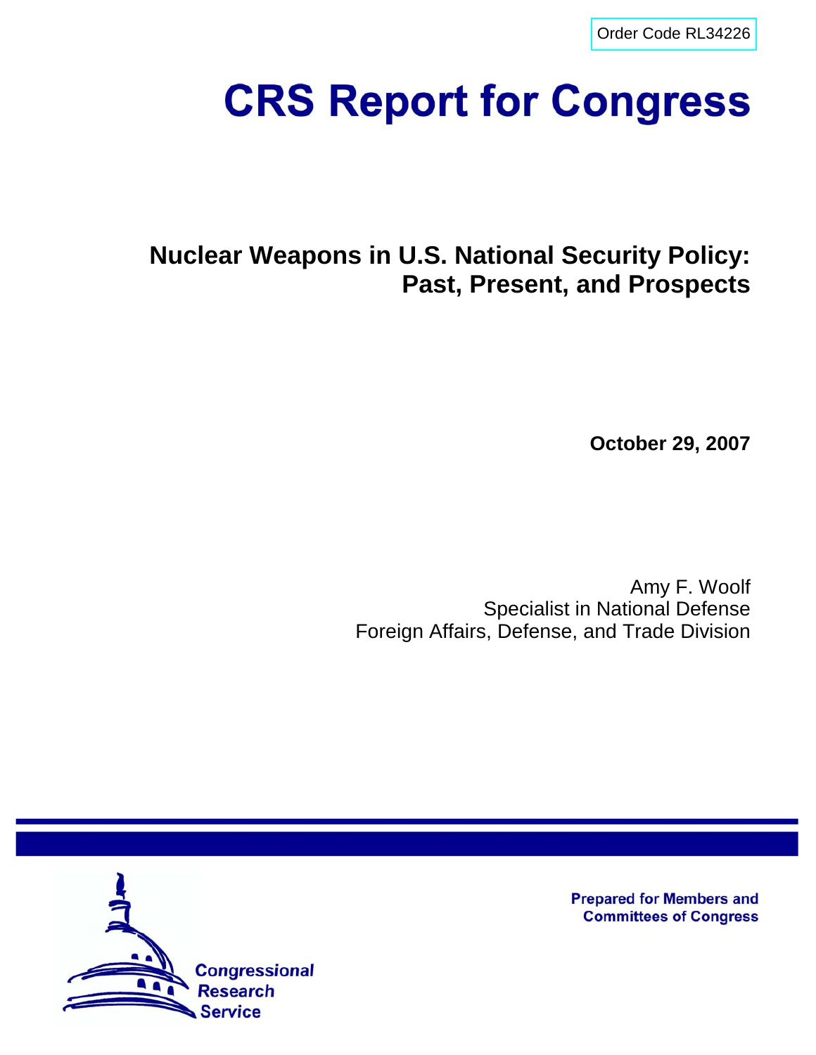Order Code RL34226

# CRS Report for Congress

## Nuclear Weapons in U.S. National Security Policy: Past, Present, and Prospects

**October 29, 2007**

Amy F. Woolf
Specialist in National Defense
Foreign Affairs, Defense, and Trade Division

**Prepared for Members and Committees of Congress**

Congressional Research Service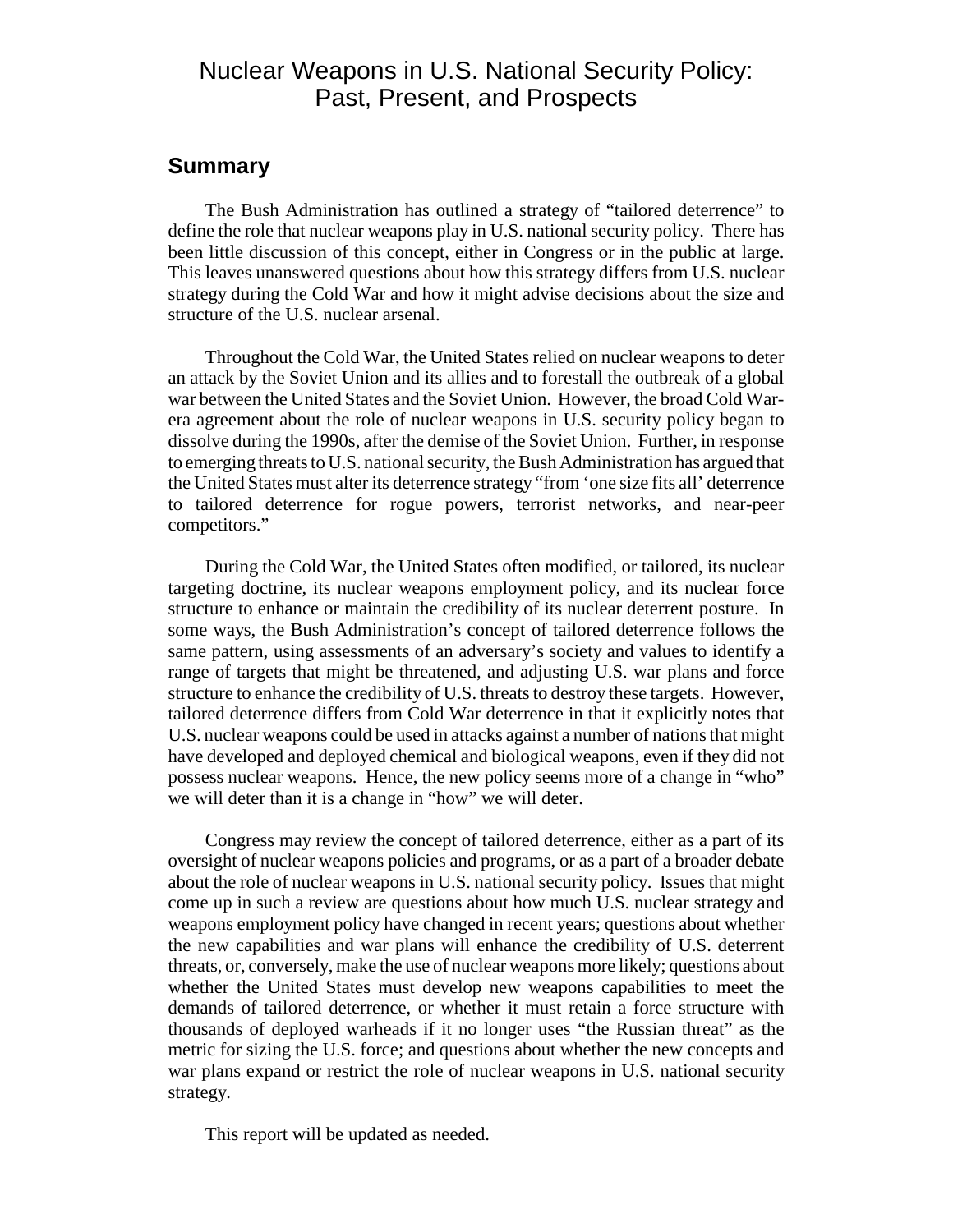# Nuclear Weapons in U.S. National Security Policy: Past, Present, and Prospects

## Summary

The Bush Administration has outlined a strategy of "tailored deterrence" to define the role that nuclear weapons play in U.S. national security policy. There has been little discussion of this concept, either in Congress or in the public at large. This leaves unanswered questions about how this strategy differs from U.S. nuclear strategy during the Cold War and how it might advise decisions about the size and structure of the U.S. nuclear arsenal.

Throughout the Cold War, the United States relied on nuclear weapons to deter an attack by the Soviet Union and its allies and to forestall the outbreak of a global war between the United States and the Soviet Union. However, the broad Cold War-era agreement about the role of nuclear weapons in U.S. security policy began to dissolve during the 1990s, after the demise of the Soviet Union. Further, in response to emerging threats to U.S. national security, the Bush Administration has argued that the United States must alter its deterrence strategy "from 'one size fits all' deterrence to tailored deterrence for rogue powers, terrorist networks, and near-peer competitors."

During the Cold War, the United States often modified, or tailored, its nuclear targeting doctrine, its nuclear weapons employment policy, and its nuclear force structure to enhance or maintain the credibility of its nuclear deterrent posture. In some ways, the Bush Administration's concept of tailored deterrence follows the same pattern, using assessments of an adversary's society and values to identify a range of targets that might be threatened, and adjusting U.S. war plans and force structure to enhance the credibility of U.S. threats to destroy these targets. However, tailored deterrence differs from Cold War deterrence in that it explicitly notes that U.S. nuclear weapons could be used in attacks against a number of nations that might have developed and deployed chemical and biological weapons, even if they did not possess nuclear weapons. Hence, the new policy seems more of a change in "who" we will deter than it is a change in "how" we will deter.

Congress may review the concept of tailored deterrence, either as a part of its oversight of nuclear weapons policies and programs, or as a part of a broader debate about the role of nuclear weapons in U.S. national security policy. Issues that might come up in such a review are questions about how much U.S. nuclear strategy and weapons employment policy have changed in recent years; questions about whether the new capabilities and war plans will enhance the credibility of U.S. deterrent threats, or, conversely, make the use of nuclear weapons more likely; questions about whether the United States must develop new weapons capabilities to meet the demands of tailored deterrence, or whether it must retain a force structure with thousands of deployed warheads if it no longer uses "the Russian threat" as the metric for sizing the U.S. force; and questions about whether the new concepts and war plans expand or restrict the role of nuclear weapons in U.S. national security strategy.

This report will be updated as needed.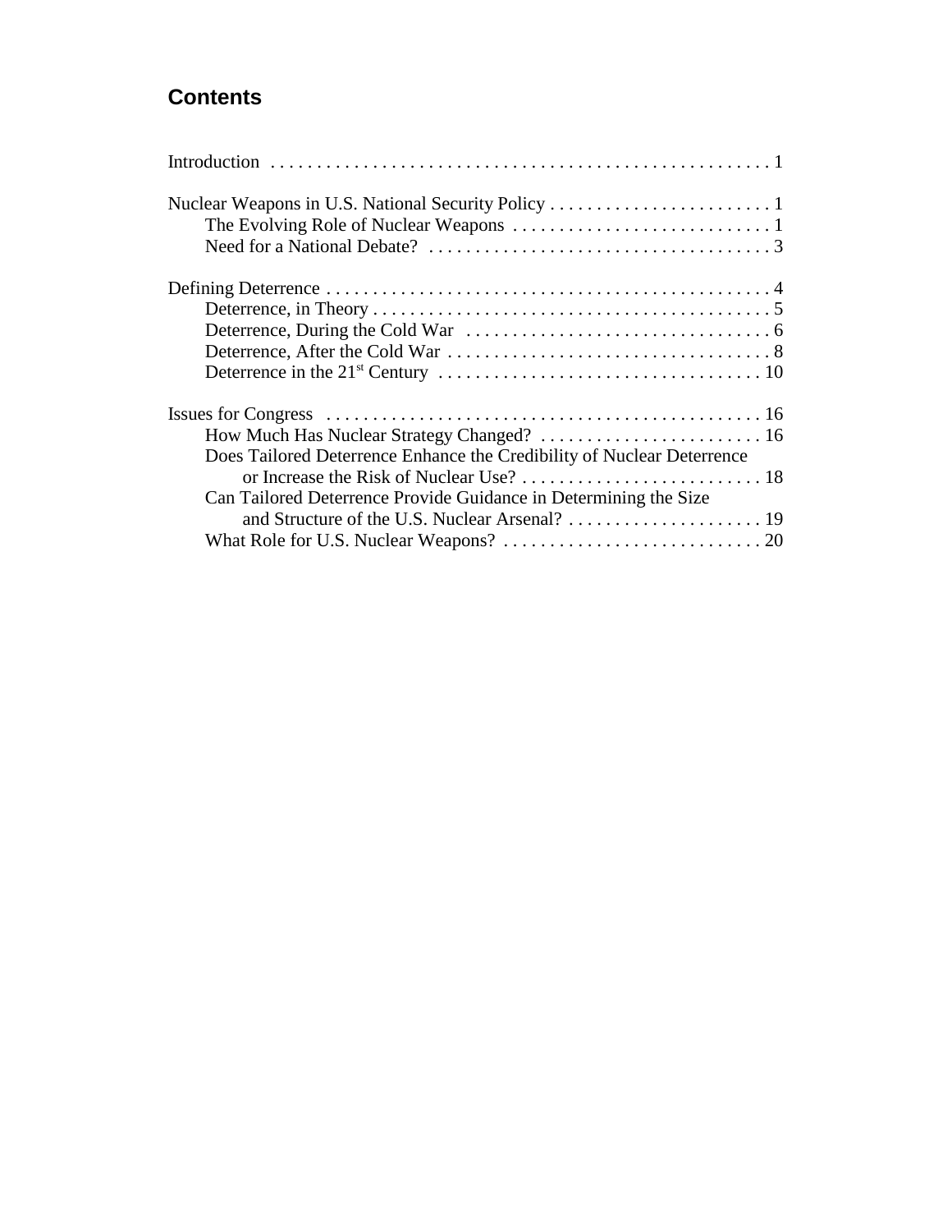## Contents

Introduction . . . . . . . . . . . . . . . . . . . . . . . . . . . . . . . . . . . . . . . . . . . . . . . . . . . . . . 1

Nuclear Weapons in U.S. National Security Policy . . . . . . . . . . . . . . . . . . . . . . . . 1
- The Evolving Role of Nuclear Weapons . . . . . . . . . . . . . . . . . . . . . . . . . . . . 1
- Need for a National Debate? . . . . . . . . . . . . . . . . . . . . . . . . . . . . . . . . . . . . . 3

Defining Deterrence . . . . . . . . . . . . . . . . . . . . . . . . . . . . . . . . . . . . . . . . . . . . . . . . 4
- Deterrence, in Theory . . . . . . . . . . . . . . . . . . . . . . . . . . . . . . . . . . . . . . . . . . . 5
- Deterrence, During the Cold War . . . . . . . . . . . . . . . . . . . . . . . . . . . . . . . . . 6
- Deterrence, After the Cold War . . . . . . . . . . . . . . . . . . . . . . . . . . . . . . . . . . . 8
- Deterrence in the 21st Century . . . . . . . . . . . . . . . . . . . . . . . . . . . . . . . . . . 10

Issues for Congress . . . . . . . . . . . . . . . . . . . . . . . . . . . . . . . . . . . . . . . . . . . . . . 16
- How Much Has Nuclear Strategy Changed? . . . . . . . . . . . . . . . . . . . . . . . . 16
- Does Tailored Deterrence Enhance the Credibility of Nuclear Deterrence or Increase the Risk of Nuclear Use? . . . . . . . . . . . . . . . . . . . . . . . . . . 18
- Can Tailored Deterrence Provide Guidance in Determining the Size and Structure of the U.S. Nuclear Arsenal? . . . . . . . . . . . . . . . . . . . . . 19
- What Role for U.S. Nuclear Weapons? . . . . . . . . . . . . . . . . . . . . . . . . . . . . 20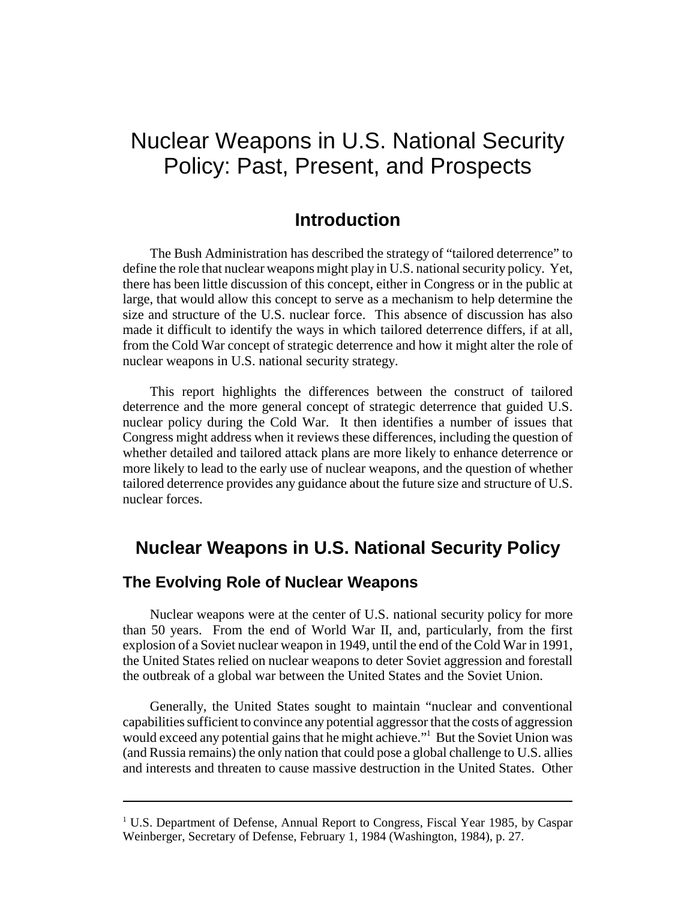# Nuclear Weapons in U.S. National Security Policy: Past, Present, and Prospects

## Introduction

The Bush Administration has described the strategy of "tailored deterrence" to define the role that nuclear weapons might play in U.S. national security policy. Yet, there has been little discussion of this concept, either in Congress or in the public at large, that would allow this concept to serve as a mechanism to help determine the size and structure of the U.S. nuclear force. This absence of discussion has also made it difficult to identify the ways in which tailored deterrence differs, if at all, from the Cold War concept of strategic deterrence and how it might alter the role of nuclear weapons in U.S. national security strategy.

This report highlights the differences between the construct of tailored deterrence and the more general concept of strategic deterrence that guided U.S. nuclear policy during the Cold War. It then identifies a number of issues that Congress might address when it reviews these differences, including the question of whether detailed and tailored attack plans are more likely to enhance deterrence or more likely to lead to the early use of nuclear weapons, and the question of whether tailored deterrence provides any guidance about the future size and structure of U.S. nuclear forces.

## Nuclear Weapons in U.S. National Security Policy

### The Evolving Role of Nuclear Weapons

Nuclear weapons were at the center of U.S. national security policy for more than 50 years. From the end of World War II, and, particularly, from the first explosion of a Soviet nuclear weapon in 1949, until the end of the Cold War in 1991, the United States relied on nuclear weapons to deter Soviet aggression and forestall the outbreak of a global war between the United States and the Soviet Union.

Generally, the United States sought to maintain "nuclear and conventional capabilities sufficient to convince any potential aggressor that the costs of aggression would exceed any potential gains that he might achieve."[1] But the Soviet Union was (and Russia remains) the only nation that could pose a global challenge to U.S. allies and interests and threaten to cause massive destruction in the United States. Other

---

[1] U.S. Department of Defense, Annual Report to Congress, Fiscal Year 1985, by Caspar Weinberger, Secretary of Defense, February 1, 1984 (Washington, 1984), p. 27.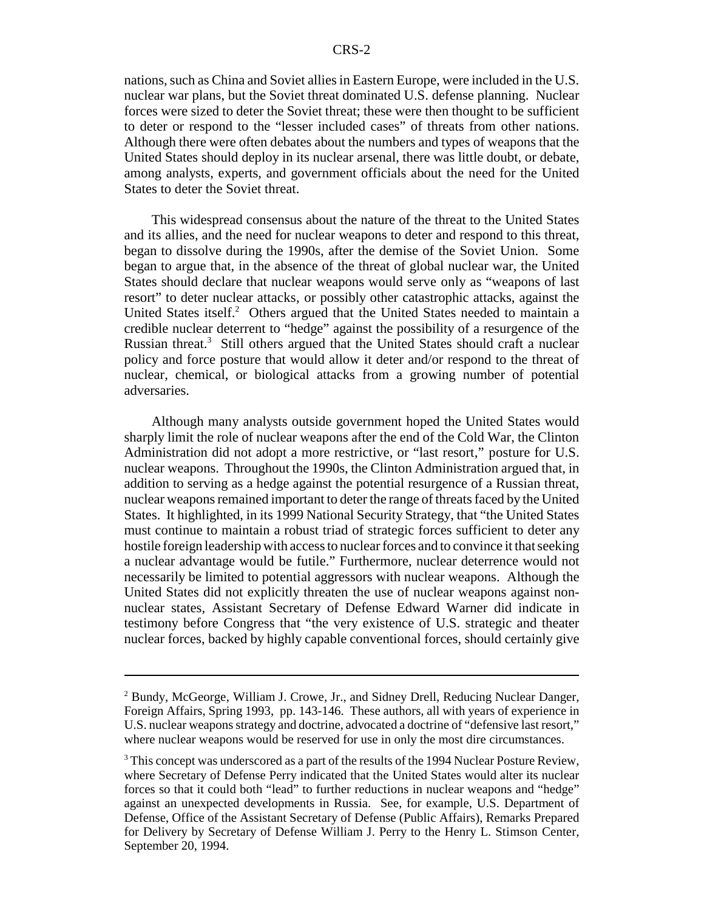nations, such as China and Soviet allies in Eastern Europe, were included in the U.S. nuclear war plans, but the Soviet threat dominated U.S. defense planning. Nuclear forces were sized to deter the Soviet threat; these were then thought to be sufficient to deter or respond to the "lesser included cases" of threats from other nations. Although there were often debates about the numbers and types of weapons that the United States should deploy in its nuclear arsenal, there was little doubt, or debate, among analysts, experts, and government officials about the need for the United States to deter the Soviet threat.

This widespread consensus about the nature of the threat to the United States and its allies, and the need for nuclear weapons to deter and respond to this threat, began to dissolve during the 1990s, after the demise of the Soviet Union. Some began to argue that, in the absence of the threat of global nuclear war, the United States should declare that nuclear weapons would serve only as "weapons of last resort" to deter nuclear attacks, or possibly other catastrophic attacks, against the United States itself.[2] Others argued that the United States needed to maintain a credible nuclear deterrent to "hedge" against the possibility of a resurgence of the Russian threat.[3] Still others argued that the United States should craft a nuclear policy and force posture that would allow it deter and/or respond to the threat of nuclear, chemical, or biological attacks from a growing number of potential adversaries.

Although many analysts outside government hoped the United States would sharply limit the role of nuclear weapons after the end of the Cold War, the Clinton Administration did not adopt a more restrictive, or "last resort," posture for U.S. nuclear weapons. Throughout the 1990s, the Clinton Administration argued that, in addition to serving as a hedge against the potential resurgence of a Russian threat, nuclear weapons remained important to deter the range of threats faced by the United States. It highlighted, in its 1999 National Security Strategy, that "the United States must continue to maintain a robust triad of strategic forces sufficient to deter any hostile foreign leadership with access to nuclear forces and to convince it that seeking a nuclear advantage would be futile." Furthermore, nuclear deterrence would not necessarily be limited to potential aggressors with nuclear weapons. Although the United States did not explicitly threaten the use of nuclear weapons against non-nuclear states, Assistant Secretary of Defense Edward Warner did indicate in testimony before Congress that "the very existence of U.S. strategic and theater nuclear forces, backed by highly capable conventional forces, should certainly give

---

[2] Bundy, McGeorge, William J. Crowe, Jr., and Sidney Drell, Reducing Nuclear Danger, Foreign Affairs, Spring 1993, pp. 143-146. These authors, all with years of experience in U.S. nuclear weapons strategy and doctrine, advocated a doctrine of "defensive last resort," where nuclear weapons would be reserved for use in only the most dire circumstances.

[3] This concept was underscored as a part of the results of the 1994 Nuclear Posture Review, where Secretary of Defense Perry indicated that the United States would alter its nuclear forces so that it could both "lead" to further reductions in nuclear weapons and "hedge" against an unexpected developments in Russia. See, for example, U.S. Department of Defense, Office of the Assistant Secretary of Defense (Public Affairs), Remarks Prepared for Delivery by Secretary of Defense William J. Perry to the Henry L. Stimson Center, September 20, 1994.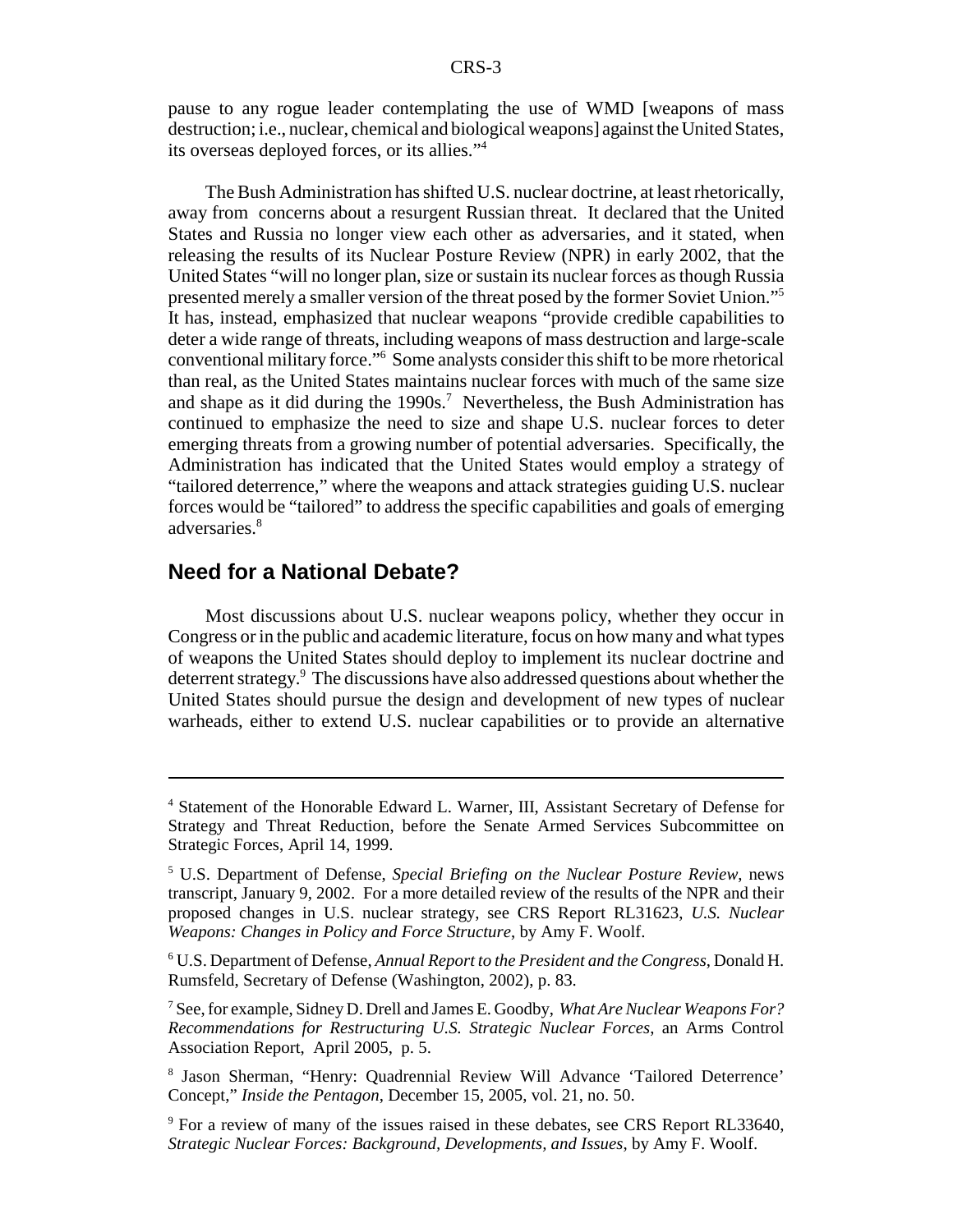pause to any rogue leader contemplating the use of WMD [weapons of mass destruction; i.e., nuclear, chemical and biological weapons] against the United States, its overseas deployed forces, or its allies."[4]

The Bush Administration has shifted U.S. nuclear doctrine, at least rhetorically, away from concerns about a resurgent Russian threat. It declared that the United States and Russia no longer view each other as adversaries, and it stated, when releasing the results of its Nuclear Posture Review (NPR) in early 2002, that the United States "will no longer plan, size or sustain its nuclear forces as though Russia presented merely a smaller version of the threat posed by the former Soviet Union."[5] It has, instead, emphasized that nuclear weapons "provide credible capabilities to deter a wide range of threats, including weapons of mass destruction and large-scale conventional military force."[6] Some analysts consider this shift to be more rhetorical than real, as the United States maintains nuclear forces with much of the same size and shape as it did during the 1990s.[7] Nevertheless, the Bush Administration has continued to emphasize the need to size and shape U.S. nuclear forces to deter emerging threats from a growing number of potential adversaries. Specifically, the Administration has indicated that the United States would employ a strategy of "tailored deterrence," where the weapons and attack strategies guiding U.S. nuclear forces would be "tailored" to address the specific capabilities and goals of emerging adversaries.[8]

## Need for a National Debate?

Most discussions about U.S. nuclear weapons policy, whether they occur in Congress or in the public and academic literature, focus on how many and what types of weapons the United States should deploy to implement its nuclear doctrine and deterrent strategy.[9] The discussions have also addressed questions about whether the United States should pursue the design and development of new types of nuclear warheads, either to extend U.S. nuclear capabilities or to provide an alternative

---

[4] Statement of the Honorable Edward L. Warner, III, Assistant Secretary of Defense for Strategy and Threat Reduction, before the Senate Armed Services Subcommittee on Strategic Forces, April 14, 1999.

[5] U.S. Department of Defense, *Special Briefing on the Nuclear Posture Review*, news transcript, January 9, 2002. For a more detailed review of the results of the NPR and their proposed changes in U.S. nuclear strategy, see CRS Report RL31623, *U.S. Nuclear Weapons: Changes in Policy and Force Structure*, by Amy F. Woolf.

[6] U.S. Department of Defense, *Annual Report to the President and the Congress*, Donald H. Rumsfeld, Secretary of Defense (Washington, 2002), p. 83.

[7] See, for example, Sidney D. Drell and James E. Goodby, *What Are Nuclear Weapons For? Recommendations for Restructuring U.S. Strategic Nuclear Forces*, an Arms Control Association Report, April 2005, p. 5.

[8] Jason Sherman, "Henry: Quadrennial Review Will Advance 'Tailored Deterrence' Concept," *Inside the Pentagon*, December 15, 2005, vol. 21, no. 50.

[9] For a review of many of the issues raised in these debates, see CRS Report RL33640, *Strategic Nuclear Forces: Background, Developments, and Issues*, by Amy F. Woolf.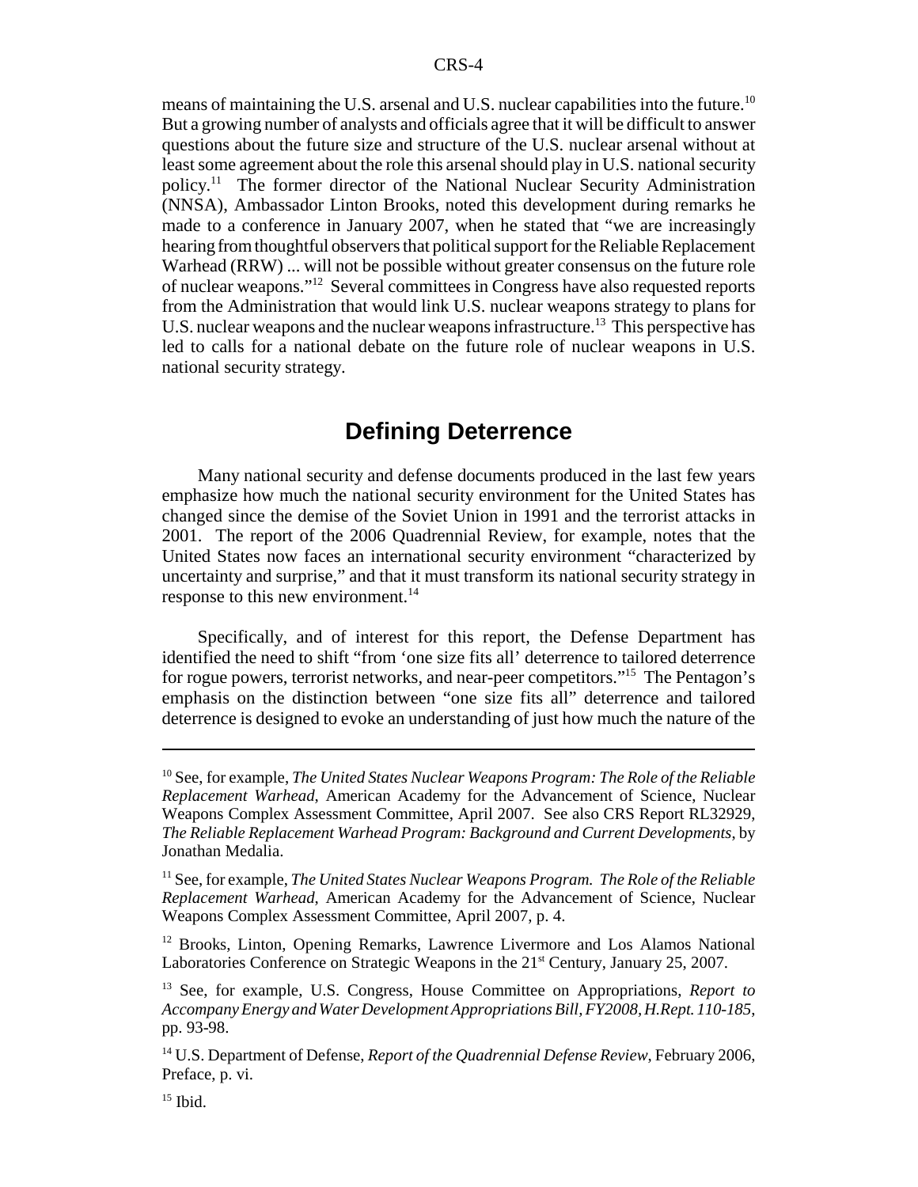means of maintaining the U.S. arsenal and U.S. nuclear capabilities into the future.[10] But a growing number of analysts and officials agree that it will be difficult to answer questions about the future size and structure of the U.S. nuclear arsenal without at least some agreement about the role this arsenal should play in U.S. national security policy.[11] The former director of the National Nuclear Security Administration (NNSA), Ambassador Linton Brooks, noted this development during remarks he made to a conference in January 2007, when he stated that "we are increasingly hearing from thoughtful observers that political support for the Reliable Replacement Warhead (RRW) ... will not be possible without greater consensus on the future role of nuclear weapons."[12] Several committees in Congress have also requested reports from the Administration that would link U.S. nuclear weapons strategy to plans for U.S. nuclear weapons and the nuclear weapons infrastructure.[13] This perspective has led to calls for a national debate on the future role of nuclear weapons in U.S. national security strategy.

## Defining Deterrence

Many national security and defense documents produced in the last few years emphasize how much the national security environment for the United States has changed since the demise of the Soviet Union in 1991 and the terrorist attacks in 2001. The report of the 2006 Quadrennial Review, for example, notes that the United States now faces an international security environment "characterized by uncertainty and surprise," and that it must transform its national security strategy in response to this new environment.[14]

Specifically, and of interest for this report, the Defense Department has identified the need to shift "from 'one size fits all' deterrence to tailored deterrence for rogue powers, terrorist networks, and near-peer competitors."[15] The Pentagon's emphasis on the distinction between "one size fits all" deterrence and tailored deterrence is designed to evoke an understanding of just how much the nature of the

---

[10] See, for example, *The United States Nuclear Weapons Program: The Role of the Reliable Replacement Warhead*, American Academy for the Advancement of Science, Nuclear Weapons Complex Assessment Committee, April 2007. See also CRS Report RL32929, *The Reliable Replacement Warhead Program: Background and Current Developments*, by Jonathan Medalia.

[11] See, for example, *The United States Nuclear Weapons Program. The Role of the Reliable Replacement Warhead*, American Academy for the Advancement of Science, Nuclear Weapons Complex Assessment Committee, April 2007, p. 4.

[12] Brooks, Linton, Opening Remarks, Lawrence Livermore and Los Alamos National Laboratories Conference on Strategic Weapons in the 21st Century, January 25, 2007.

[13] See, for example, U.S. Congress, House Committee on Appropriations, *Report to Accompany Energy and Water Development Appropriations Bill, FY2008, H.Rept. 110-185*, pp. 93-98.

[14] U.S. Department of Defense, *Report of the Quadrennial Defense Review*, February 2006, Preface, p. vi.

[15] Ibid.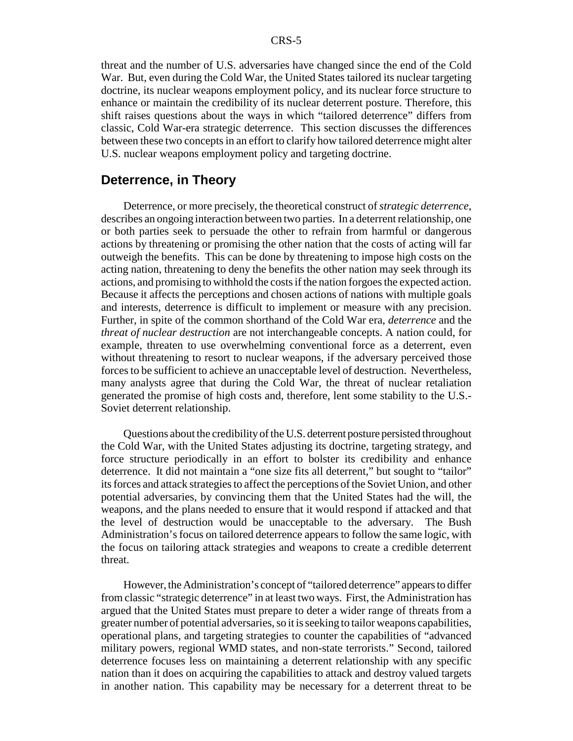threat and the number of U.S. adversaries have changed since the end of the Cold War. But, even during the Cold War, the United States tailored its nuclear targeting doctrine, its nuclear weapons employment policy, and its nuclear force structure to enhance or maintain the credibility of its nuclear deterrent posture. Therefore, this shift raises questions about the ways in which "tailored deterrence" differs from classic, Cold War-era strategic deterrence. This section discusses the differences between these two concepts in an effort to clarify how tailored deterrence might alter U.S. nuclear weapons employment policy and targeting doctrine.

## Deterrence, in Theory

Deterrence, or more precisely, the theoretical construct of *strategic deterrence*, describes an ongoing interaction between two parties. In a deterrent relationship, one or both parties seek to persuade the other to refrain from harmful or dangerous actions by threatening or promising the other nation that the costs of acting will far outweigh the benefits. This can be done by threatening to impose high costs on the acting nation, threatening to deny the benefits the other nation may seek through its actions, and promising to withhold the costs if the nation forgoes the expected action. Because it affects the perceptions and chosen actions of nations with multiple goals and interests, deterrence is difficult to implement or measure with any precision. Further, in spite of the common shorthand of the Cold War era, *deterrence* and the *threat of nuclear destruction* are not interchangeable concepts. A nation could, for example, threaten to use overwhelming conventional force as a deterrent, even without threatening to resort to nuclear weapons, if the adversary perceived those forces to be sufficient to achieve an unacceptable level of destruction. Nevertheless, many analysts agree that during the Cold War, the threat of nuclear retaliation generated the promise of high costs and, therefore, lent some stability to the U.S.-Soviet deterrent relationship.

Questions about the credibility of the U.S. deterrent posture persisted throughout the Cold War, with the United States adjusting its doctrine, targeting strategy, and force structure periodically in an effort to bolster its credibility and enhance deterrence. It did not maintain a "one size fits all deterrent," but sought to "tailor" its forces and attack strategies to affect the perceptions of the Soviet Union, and other potential adversaries, by convincing them that the United States had the will, the weapons, and the plans needed to ensure that it would respond if attacked and that the level of destruction would be unacceptable to the adversary. The Bush Administration's focus on tailored deterrence appears to follow the same logic, with the focus on tailoring attack strategies and weapons to create a credible deterrent threat.

However, the Administration's concept of "tailored deterrence" appears to differ from classic "strategic deterrence" in at least two ways. First, the Administration has argued that the United States must prepare to deter a wider range of threats from a greater number of potential adversaries, so it is seeking to tailor weapons capabilities, operational plans, and targeting strategies to counter the capabilities of "advanced military powers, regional WMD states, and non-state terrorists." Second, tailored deterrence focuses less on maintaining a deterrent relationship with any specific nation than it does on acquiring the capabilities to attack and destroy valued targets in another nation. This capability may be necessary for a deterrent threat to be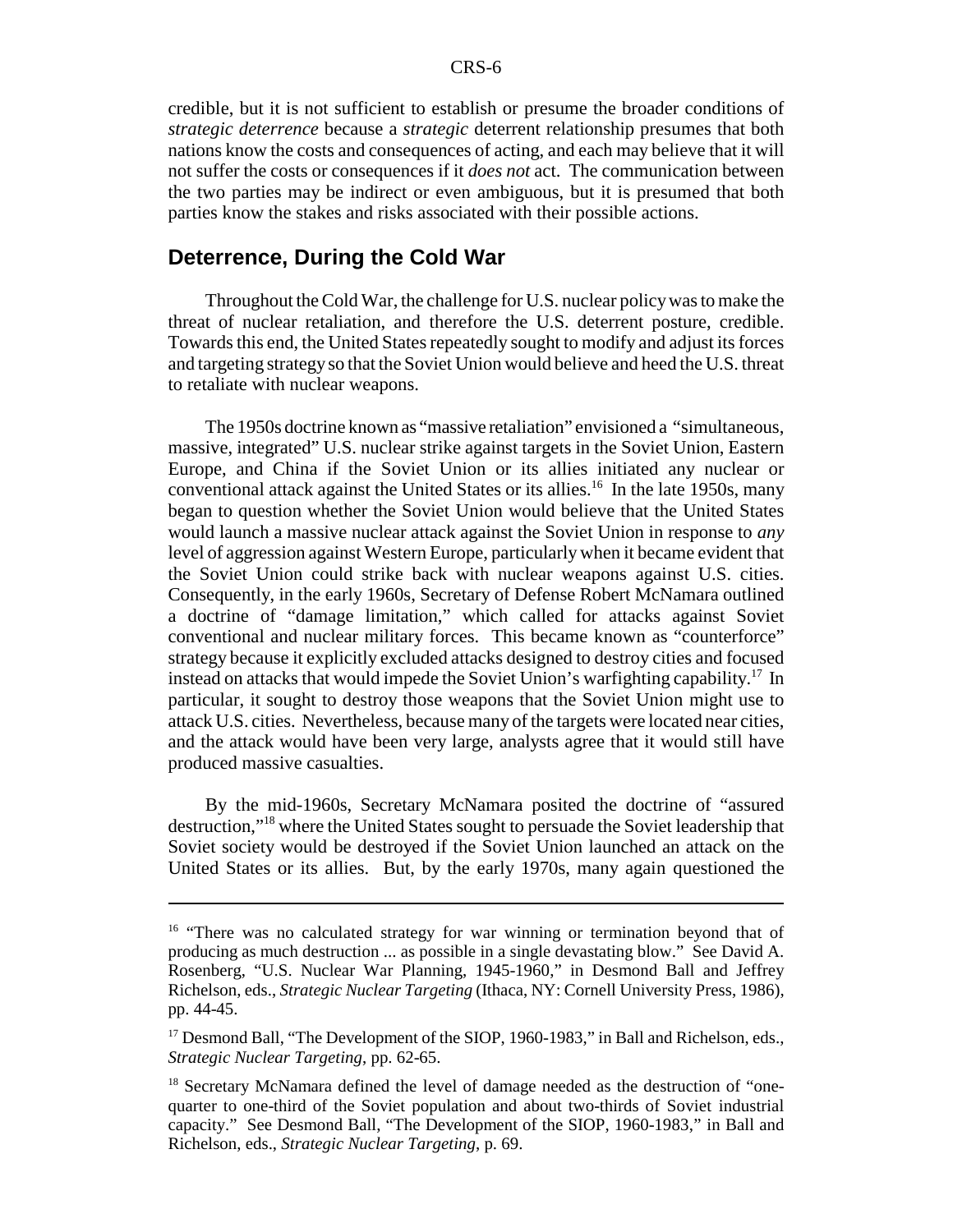credible, but it is not sufficient to establish or presume the broader conditions of *strategic deterrence* because a *strategic* deterrent relationship presumes that both nations know the costs and consequences of acting, and each may believe that it will not suffer the costs or consequences if it *does not* act. The communication between the two parties may be indirect or even ambiguous, but it is presumed that both parties know the stakes and risks associated with their possible actions.

## Deterrence, During the Cold War

Throughout the Cold War, the challenge for U.S. nuclear policy was to make the threat of nuclear retaliation, and therefore the U.S. deterrent posture, credible. Towards this end, the United States repeatedly sought to modify and adjust its forces and targeting strategy so that the Soviet Union would believe and heed the U.S. threat to retaliate with nuclear weapons.

The 1950s doctrine known as "massive retaliation" envisioned a "simultaneous, massive, integrated" U.S. nuclear strike against targets in the Soviet Union, Eastern Europe, and China if the Soviet Union or its allies initiated any nuclear or conventional attack against the United States or its allies.[16] In the late 1950s, many began to question whether the Soviet Union would believe that the United States would launch a massive nuclear attack against the Soviet Union in response to *any* level of aggression against Western Europe, particularly when it became evident that the Soviet Union could strike back with nuclear weapons against U.S. cities. Consequently, in the early 1960s, Secretary of Defense Robert McNamara outlined a doctrine of "damage limitation," which called for attacks against Soviet conventional and nuclear military forces. This became known as "counterforce" strategy because it explicitly excluded attacks designed to destroy cities and focused instead on attacks that would impede the Soviet Union's warfighting capability.[17] In particular, it sought to destroy those weapons that the Soviet Union might use to attack U.S. cities. Nevertheless, because many of the targets were located near cities, and the attack would have been very large, analysts agree that it would still have produced massive casualties.

By the mid-1960s, Secretary McNamara posited the doctrine of "assured destruction,"[18] where the United States sought to persuade the Soviet leadership that Soviet society would be destroyed if the Soviet Union launched an attack on the United States or its allies. But, by the early 1970s, many again questioned the

---

[16] "There was no calculated strategy for war winning or termination beyond that of producing as much destruction ... as possible in a single devastating blow." See David A. Rosenberg, "U.S. Nuclear War Planning, 1945-1960," in Desmond Ball and Jeffrey Richelson, eds., *Strategic Nuclear Targeting* (Ithaca, NY: Cornell University Press, 1986), pp. 44-45.

[17] Desmond Ball, "The Development of the SIOP, 1960-1983," in Ball and Richelson, eds., *Strategic Nuclear Targeting*, pp. 62-65.

[18] Secretary McNamara defined the level of damage needed as the destruction of "one-quarter to one-third of the Soviet population and about two-thirds of Soviet industrial capacity." See Desmond Ball, "The Development of the SIOP, 1960-1983," in Ball and Richelson, eds., *Strategic Nuclear Targeting*, p. 69.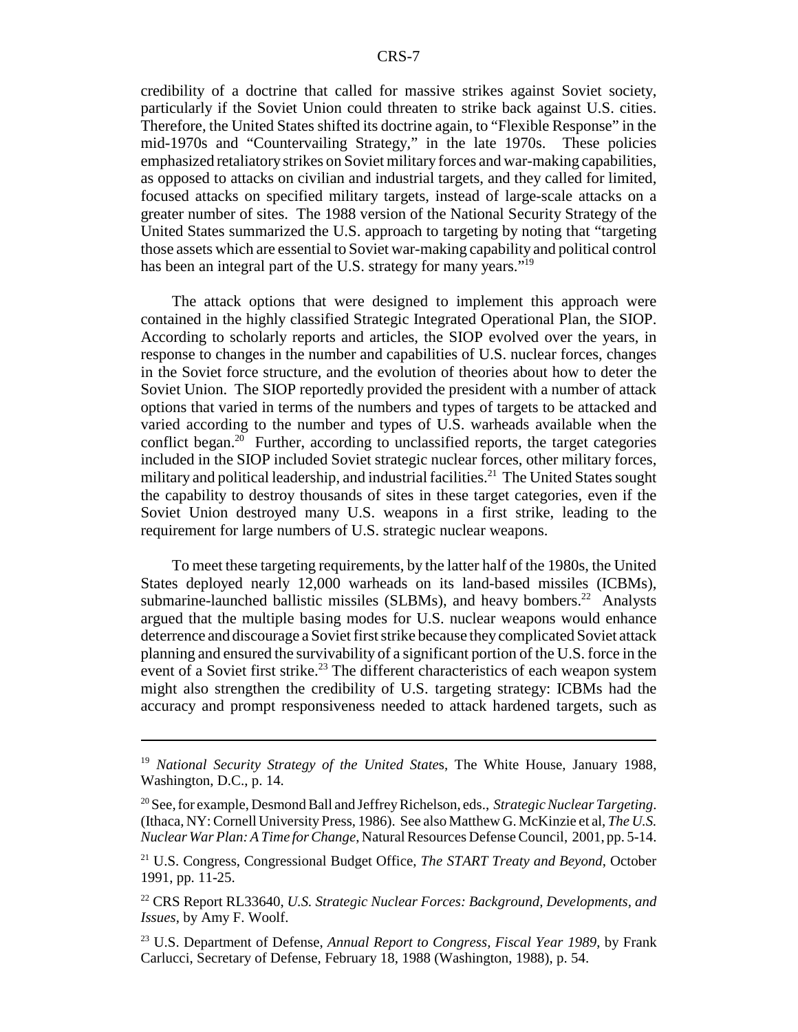credibility of a doctrine that called for massive strikes against Soviet society, particularly if the Soviet Union could threaten to strike back against U.S. cities. Therefore, the United States shifted its doctrine again, to "Flexible Response" in the mid-1970s and "Countervailing Strategy," in the late 1970s. These policies emphasized retaliatory strikes on Soviet military forces and war-making capabilities, as opposed to attacks on civilian and industrial targets, and they called for limited, focused attacks on specified military targets, instead of large-scale attacks on a greater number of sites. The 1988 version of the National Security Strategy of the United States summarized the U.S. approach to targeting by noting that "targeting those assets which are essential to Soviet war-making capability and political control has been an integral part of the U.S. strategy for many years."[19]

The attack options that were designed to implement this approach were contained in the highly classified Strategic Integrated Operational Plan, the SIOP. According to scholarly reports and articles, the SIOP evolved over the years, in response to changes in the number and capabilities of U.S. nuclear forces, changes in the Soviet force structure, and the evolution of theories about how to deter the Soviet Union. The SIOP reportedly provided the president with a number of attack options that varied in terms of the numbers and types of targets to be attacked and varied according to the number and types of U.S. warheads available when the conflict began.[20] Further, according to unclassified reports, the target categories included in the SIOP included Soviet strategic nuclear forces, other military forces, military and political leadership, and industrial facilities.[21] The United States sought the capability to destroy thousands of sites in these target categories, even if the Soviet Union destroyed many U.S. weapons in a first strike, leading to the requirement for large numbers of U.S. strategic nuclear weapons.

To meet these targeting requirements, by the latter half of the 1980s, the United States deployed nearly 12,000 warheads on its land-based missiles (ICBMs), submarine-launched ballistic missiles (SLBMs), and heavy bombers.[22] Analysts argued that the multiple basing modes for U.S. nuclear weapons would enhance deterrence and discourage a Soviet first strike because they complicated Soviet attack planning and ensured the survivability of a significant portion of the U.S. force in the event of a Soviet first strike.[23] The different characteristics of each weapon system might also strengthen the credibility of U.S. targeting strategy: ICBMs had the accuracy and prompt responsiveness needed to attack hardened targets, such as

---

[19] *National Security Strategy of the United States*, The White House, January 1988, Washington, D.C., p. 14.

[20] See, for example, Desmond Ball and Jeffrey Richelson, eds., *Strategic Nuclear Targeting*. (Ithaca, NY: Cornell University Press, 1986). See also Matthew G. McKinzie et al, *The U.S. Nuclear War Plan: A Time for Change,* Natural Resources Defense Council, 2001, pp. 5-14.

[21] U.S. Congress, Congressional Budget Office, *The START Treaty and Beyond*, October 1991, pp. 11-25.

[22] CRS Report RL33640, *U.S. Strategic Nuclear Forces: Background, Developments, and Issues*, by Amy F. Woolf.

[23] U.S. Department of Defense, *Annual Report to Congress, Fiscal Year 1989,* by Frank Carlucci, Secretary of Defense, February 18, 1988 (Washington, 1988), p. 54.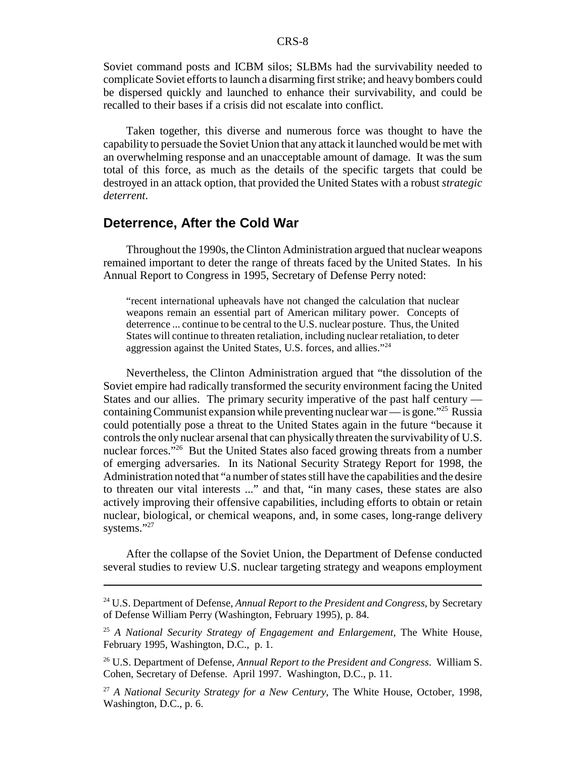Soviet command posts and ICBM silos; SLBMs had the survivability needed to complicate Soviet efforts to launch a disarming first strike; and heavy bombers could be dispersed quickly and launched to enhance their survivability, and could be recalled to their bases if a crisis did not escalate into conflict.

Taken together, this diverse and numerous force was thought to have the capability to persuade the Soviet Union that any attack it launched would be met with an overwhelming response and an unacceptable amount of damage. It was the sum total of this force, as much as the details of the specific targets that could be destroyed in an attack option, that provided the United States with a robust *strategic deterrent*.

## Deterrence, After the Cold War

Throughout the 1990s, the Clinton Administration argued that nuclear weapons remained important to deter the range of threats faced by the United States. In his Annual Report to Congress in 1995, Secretary of Defense Perry noted:

> "recent international upheavals have not changed the calculation that nuclear weapons remain an essential part of American military power. Concepts of deterrence ... continue to be central to the U.S. nuclear posture. Thus, the United States will continue to threaten retaliation, including nuclear retaliation, to deter aggression against the United States, U.S. forces, and allies."[24]

Nevertheless, the Clinton Administration argued that "the dissolution of the Soviet empire had radically transformed the security environment facing the United States and our allies. The primary security imperative of the past half century — containing Communist expansion while preventing nuclear war — is gone."[25] Russia could potentially pose a threat to the United States again in the future "because it controls the only nuclear arsenal that can physically threaten the survivability of U.S. nuclear forces."[26] But the United States also faced growing threats from a number of emerging adversaries. In its National Security Strategy Report for 1998, the Administration noted that "a number of states still have the capabilities and the desire to threaten our vital interests ..." and that, "in many cases, these states are also actively improving their offensive capabilities, including efforts to obtain or retain nuclear, biological, or chemical weapons, and, in some cases, long-range delivery systems."[27]

After the collapse of the Soviet Union, the Department of Defense conducted several studies to review U.S. nuclear targeting strategy and weapons employment

---

[24] U.S. Department of Defense, *Annual Report to the President and Congress*, by Secretary of Defense William Perry (Washington, February 1995), p. 84.

[25] *A National Security Strategy of Engagement and Enlargement*, The White House, February 1995, Washington, D.C., p. 1.

[26] U.S. Department of Defense, *Annual Report to the President and Congress*. William S. Cohen, Secretary of Defense. April 1997. Washington, D.C., p. 11.

[27] *A National Security Strategy for a New Century*, The White House, October, 1998, Washington, D.C., p. 6.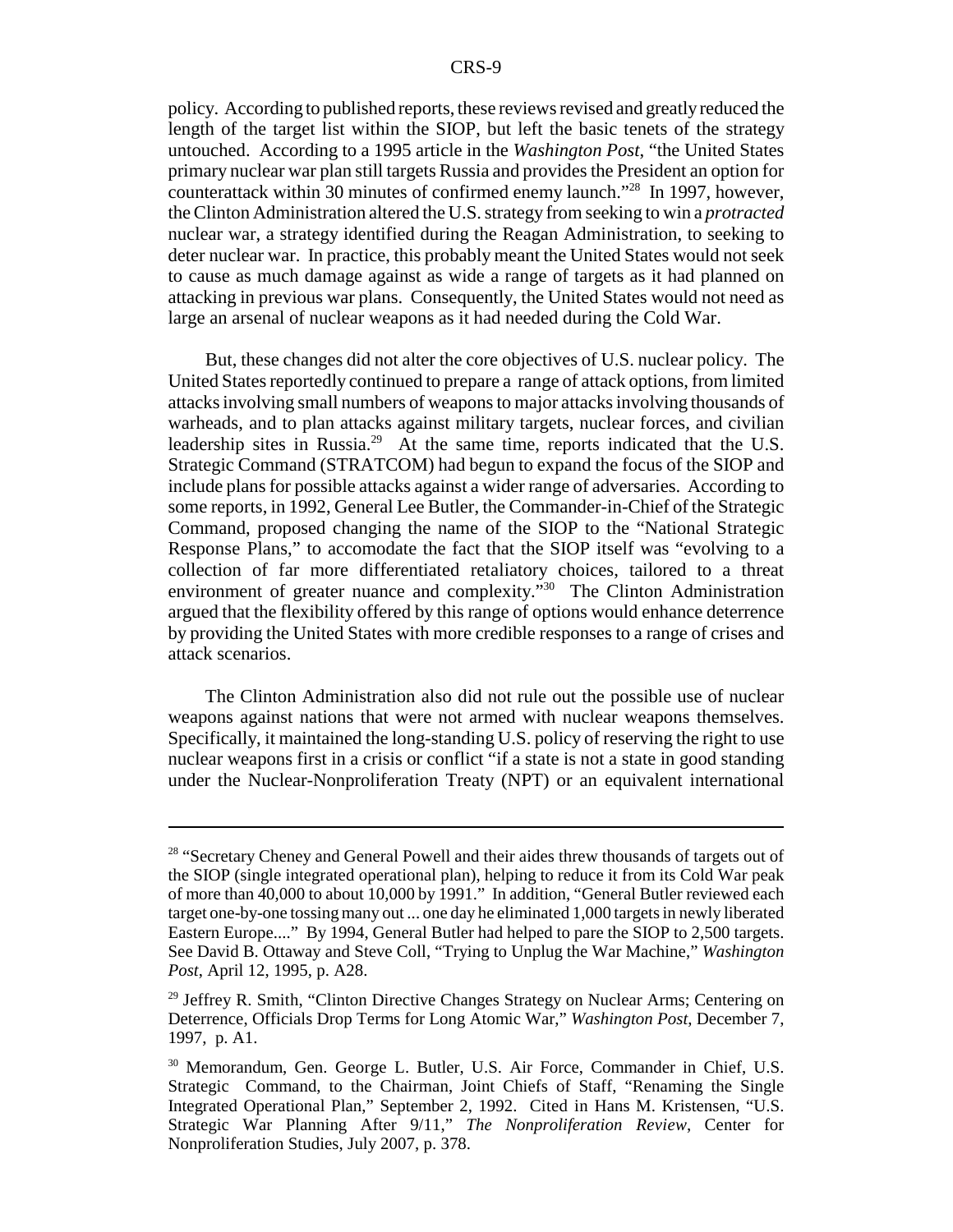policy. According to published reports, these reviews revised and greatly reduced the length of the target list within the SIOP, but left the basic tenets of the strategy untouched. According to a 1995 article in the *Washington Post*, "the United States primary nuclear war plan still targets Russia and provides the President an option for counterattack within 30 minutes of confirmed enemy launch."[28] In 1997, however, the Clinton Administration altered the U.S. strategy from seeking to win a *protracted* nuclear war, a strategy identified during the Reagan Administration, to seeking to deter nuclear war. In practice, this probably meant the United States would not seek to cause as much damage against as wide a range of targets as it had planned on attacking in previous war plans. Consequently, the United States would not need as large an arsenal of nuclear weapons as it had needed during the Cold War.

But, these changes did not alter the core objectives of U.S. nuclear policy. The United States reportedly continued to prepare a range of attack options, from limited attacks involving small numbers of weapons to major attacks involving thousands of warheads, and to plan attacks against military targets, nuclear forces, and civilian leadership sites in Russia.[29] At the same time, reports indicated that the U.S. Strategic Command (STRATCOM) had begun to expand the focus of the SIOP and include plans for possible attacks against a wider range of adversaries. According to some reports, in 1992, General Lee Butler, the Commander-in-Chief of the Strategic Command, proposed changing the name of the SIOP to the "National Strategic Response Plans," to accomodate the fact that the SIOP itself was "evolving to a collection of far more differentiated retaliatory choices, tailored to a threat environment of greater nuance and complexity."[30] The Clinton Administration argued that the flexibility offered by this range of options would enhance deterrence by providing the United States with more credible responses to a range of crises and attack scenarios.

The Clinton Administration also did not rule out the possible use of nuclear weapons against nations that were not armed with nuclear weapons themselves. Specifically, it maintained the long-standing U.S. policy of reserving the right to use nuclear weapons first in a crisis or conflict "if a state is not a state in good standing under the Nuclear-Nonproliferation Treaty (NPT) or an equivalent international

---

[28] "Secretary Cheney and General Powell and their aides threw thousands of targets out of the SIOP (single integrated operational plan), helping to reduce it from its Cold War peak of more than 40,000 to about 10,000 by 1991." In addition, "General Butler reviewed each target one-by-one tossing many out ... one day he eliminated 1,000 targets in newly liberated Eastern Europe...." By 1994, General Butler had helped to pare the SIOP to 2,500 targets. See David B. Ottaway and Steve Coll, "Trying to Unplug the War Machine," *Washington Post*, April 12, 1995, p. A28.

[29] Jeffrey R. Smith, "Clinton Directive Changes Strategy on Nuclear Arms; Centering on Deterrence, Officials Drop Terms for Long Atomic War," *Washington Post*, December 7, 1997, p. A1.

[30] Memorandum, Gen. George L. Butler, U.S. Air Force, Commander in Chief, U.S. Strategic Command, to the Chairman, Joint Chiefs of Staff, "Renaming the Single Integrated Operational Plan," September 2, 1992. Cited in Hans M. Kristensen, "U.S. Strategic War Planning After 9/11," *The Nonproliferation Review*, Center for Nonproliferation Studies, July 2007, p. 378.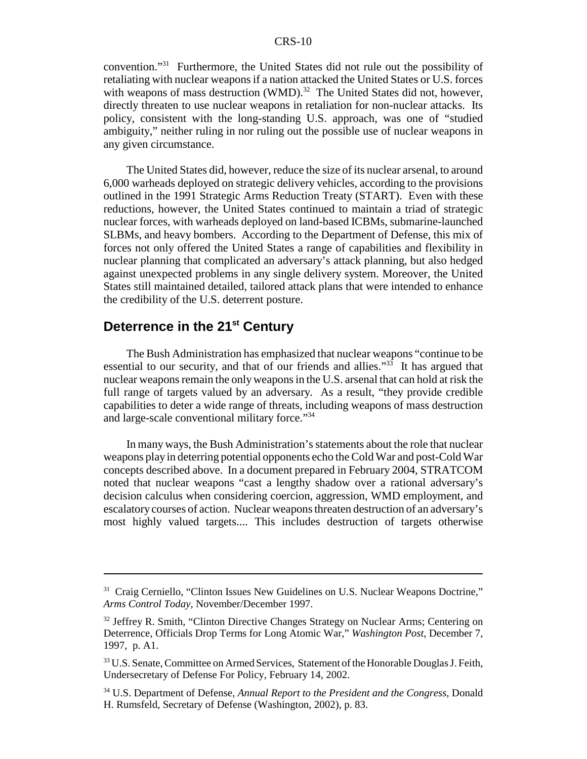convention."[31] Furthermore, the United States did not rule out the possibility of retaliating with nuclear weapons if a nation attacked the United States or U.S. forces with weapons of mass destruction (WMD).[32] The United States did not, however, directly threaten to use nuclear weapons in retaliation for non-nuclear attacks. Its policy, consistent with the long-standing U.S. approach, was one of "studied ambiguity," neither ruling in nor ruling out the possible use of nuclear weapons in any given circumstance.

The United States did, however, reduce the size of its nuclear arsenal, to around 6,000 warheads deployed on strategic delivery vehicles, according to the provisions outlined in the 1991 Strategic Arms Reduction Treaty (START). Even with these reductions, however, the United States continued to maintain a triad of strategic nuclear forces, with warheads deployed on land-based ICBMs, submarine-launched SLBMs, and heavy bombers. According to the Department of Defense, this mix of forces not only offered the United States a range of capabilities and flexibility in nuclear planning that complicated an adversary's attack planning, but also hedged against unexpected problems in any single delivery system. Moreover, the United States still maintained detailed, tailored attack plans that were intended to enhance the credibility of the U.S. deterrent posture.

## Deterrence in the 21st Century

The Bush Administration has emphasized that nuclear weapons "continue to be essential to our security, and that of our friends and allies."[33] It has argued that nuclear weapons remain the only weapons in the U.S. arsenal that can hold at risk the full range of targets valued by an adversary. As a result, "they provide credible capabilities to deter a wide range of threats, including weapons of mass destruction and large-scale conventional military force."[34]

In many ways, the Bush Administration's statements about the role that nuclear weapons play in deterring potential opponents echo the Cold War and post-Cold War concepts described above. In a document prepared in February 2004, STRATCOM noted that nuclear weapons "cast a lengthy shadow over a rational adversary's decision calculus when considering coercion, aggression, WMD employment, and escalatory courses of action. Nuclear weapons threaten destruction of an adversary's most highly valued targets.... This includes destruction of targets otherwise

---

[31] Craig Cerniello, "Clinton Issues New Guidelines on U.S. Nuclear Weapons Doctrine," *Arms Control Today*, November/December 1997.

[32] Jeffrey R. Smith, "Clinton Directive Changes Strategy on Nuclear Arms; Centering on Deterrence, Officials Drop Terms for Long Atomic War," *Washington Post*, December 7, 1997, p. A1.

[33] U.S. Senate, Committee on Armed Services, Statement of the Honorable Douglas J. Feith, Undersecretary of Defense For Policy, February 14, 2002.

[34] U.S. Department of Defense, *Annual Report to the President and the Congress*, Donald H. Rumsfeld, Secretary of Defense (Washington, 2002), p. 83.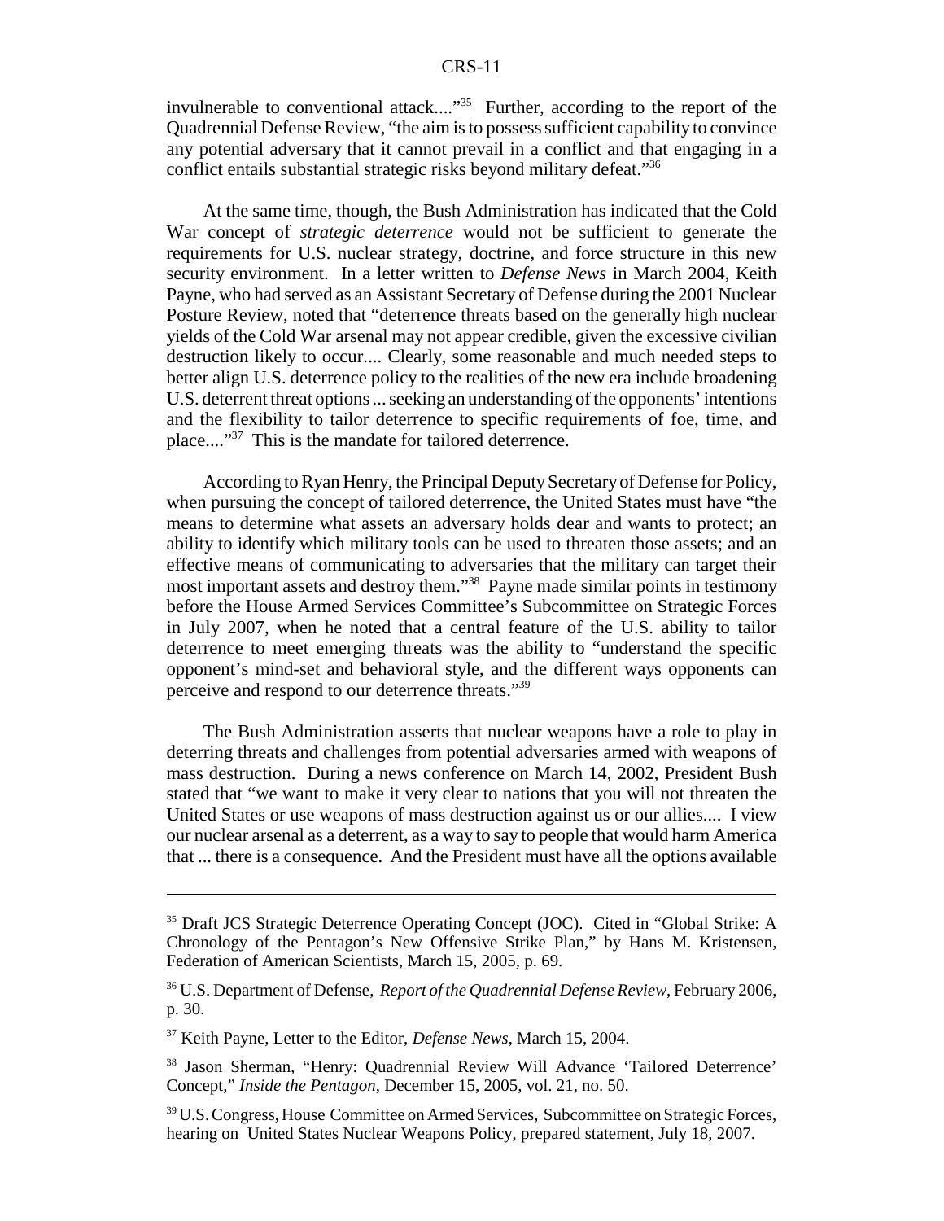invulnerable to conventional attack...."[35] Further, according to the report of the Quadrennial Defense Review, "the aim is to possess sufficient capability to convince any potential adversary that it cannot prevail in a conflict and that engaging in a conflict entails substantial strategic risks beyond military defeat."[36]

At the same time, though, the Bush Administration has indicated that the Cold War concept of *strategic deterrence* would not be sufficient to generate the requirements for U.S. nuclear strategy, doctrine, and force structure in this new security environment. In a letter written to *Defense News* in March 2004, Keith Payne, who had served as an Assistant Secretary of Defense during the 2001 Nuclear Posture Review, noted that "deterrence threats based on the generally high nuclear yields of the Cold War arsenal may not appear credible, given the excessive civilian destruction likely to occur.... Clearly, some reasonable and much needed steps to better align U.S. deterrence policy to the realities of the new era include broadening U.S. deterrent threat options ... seeking an understanding of the opponents' intentions and the flexibility to tailor deterrence to specific requirements of foe, time, and place...."[37] This is the mandate for tailored deterrence.

According to Ryan Henry, the Principal Deputy Secretary of Defense for Policy, when pursuing the concept of tailored deterrence, the United States must have "the means to determine what assets an adversary holds dear and wants to protect; an ability to identify which military tools can be used to threaten those assets; and an effective means of communicating to adversaries that the military can target their most important assets and destroy them."[38] Payne made similar points in testimony before the House Armed Services Committee's Subcommittee on Strategic Forces in July 2007, when he noted that a central feature of the U.S. ability to tailor deterrence to meet emerging threats was the ability to "understand the specific opponent's mind-set and behavioral style, and the different ways opponents can perceive and respond to our deterrence threats."[39]

The Bush Administration asserts that nuclear weapons have a role to play in deterring threats and challenges from potential adversaries armed with weapons of mass destruction. During a news conference on March 14, 2002, President Bush stated that "we want to make it very clear to nations that you will not threaten the United States or use weapons of mass destruction against us or our allies.... I view our nuclear arsenal as a deterrent, as a way to say to people that would harm America that ... there is a consequence. And the President must have all the options available

---

[35] Draft JCS Strategic Deterrence Operating Concept (JOC). Cited in "Global Strike: A Chronology of the Pentagon's New Offensive Strike Plan," by Hans M. Kristensen, Federation of American Scientists, March 15, 2005, p. 69.

[36] U.S. Department of Defense, *Report of the Quadrennial Defense Review*, February 2006, p. 30.

[37] Keith Payne, Letter to the Editor, *Defense News*, March 15, 2004.

[38] Jason Sherman, "Henry: Quadrennial Review Will Advance 'Tailored Deterrence' Concept," *Inside the Pentagon*, December 15, 2005, vol. 21, no. 50.

[39] U.S. Congress, House Committee on Armed Services, Subcommittee on Strategic Forces, hearing on United States Nuclear Weapons Policy, prepared statement, July 18, 2007.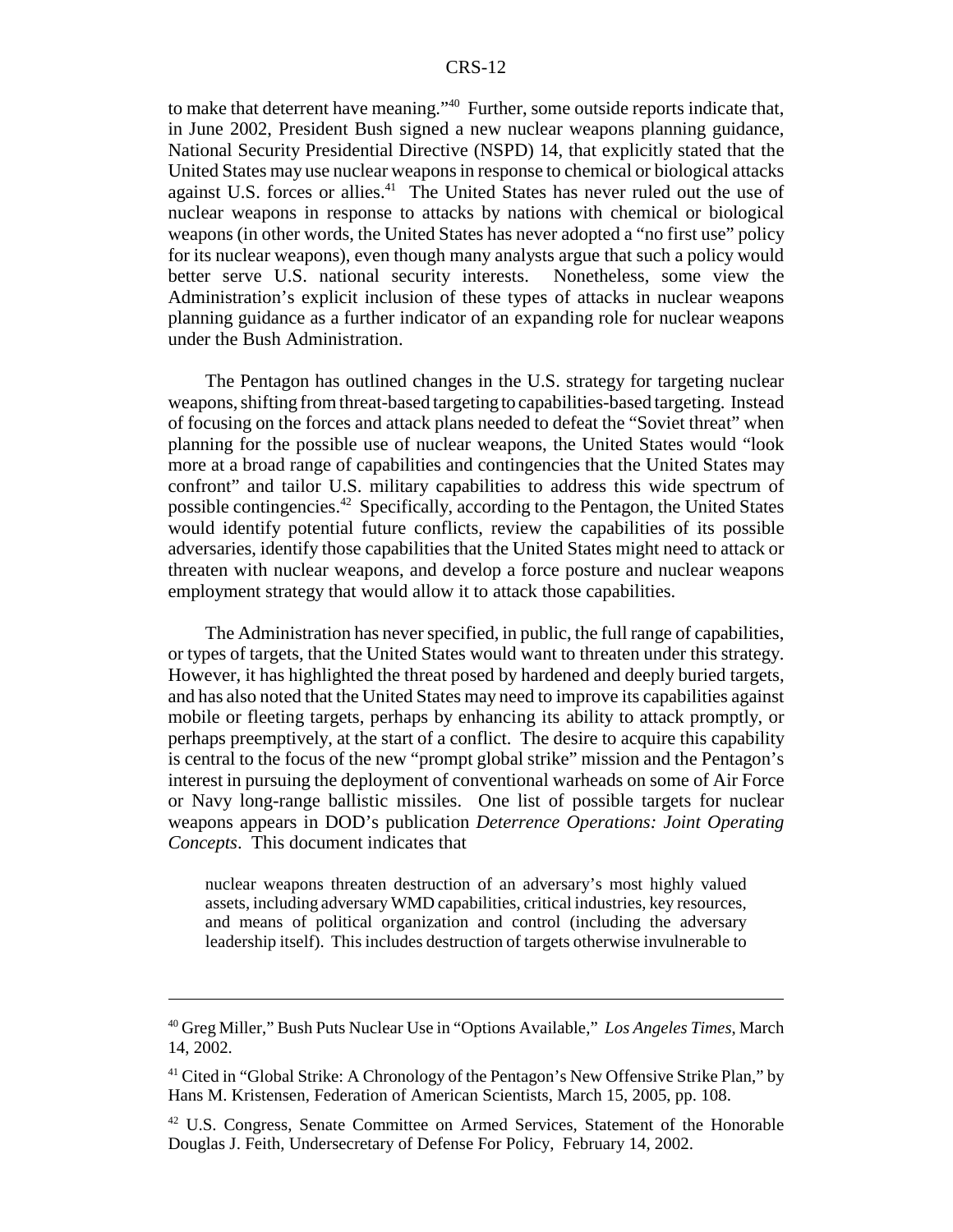to make that deterrent have meaning."[40] Further, some outside reports indicate that, in June 2002, President Bush signed a new nuclear weapons planning guidance, National Security Presidential Directive (NSPD) 14, that explicitly stated that the United States may use nuclear weapons in response to chemical or biological attacks against U.S. forces or allies.[41] The United States has never ruled out the use of nuclear weapons in response to attacks by nations with chemical or biological weapons (in other words, the United States has never adopted a "no first use" policy for its nuclear weapons), even though many analysts argue that such a policy would better serve U.S. national security interests. Nonetheless, some view the Administration's explicit inclusion of these types of attacks in nuclear weapons planning guidance as a further indicator of an expanding role for nuclear weapons under the Bush Administration.

The Pentagon has outlined changes in the U.S. strategy for targeting nuclear weapons, shifting from threat-based targeting to capabilities-based targeting. Instead of focusing on the forces and attack plans needed to defeat the "Soviet threat" when planning for the possible use of nuclear weapons, the United States would "look more at a broad range of capabilities and contingencies that the United States may confront" and tailor U.S. military capabilities to address this wide spectrum of possible contingencies.[42] Specifically, according to the Pentagon, the United States would identify potential future conflicts, review the capabilities of its possible adversaries, identify those capabilities that the United States might need to attack or threaten with nuclear weapons, and develop a force posture and nuclear weapons employment strategy that would allow it to attack those capabilities.

The Administration has never specified, in public, the full range of capabilities, or types of targets, that the United States would want to threaten under this strategy. However, it has highlighted the threat posed by hardened and deeply buried targets, and has also noted that the United States may need to improve its capabilities against mobile or fleeting targets, perhaps by enhancing its ability to attack promptly, or perhaps preemptively, at the start of a conflict. The desire to acquire this capability is central to the focus of the new "prompt global strike" mission and the Pentagon's interest in pursuing the deployment of conventional warheads on some of Air Force or Navy long-range ballistic missiles. One list of possible targets for nuclear weapons appears in DOD's publication *Deterrence Operations: Joint Operating Concepts*. This document indicates that

> nuclear weapons threaten destruction of an adversary's most highly valued assets, including adversary WMD capabilities, critical industries, key resources, and means of political organization and control (including the adversary leadership itself). This includes destruction of targets otherwise invulnerable to

---

[40] Greg Miller," Bush Puts Nuclear Use in "Options Available," *Los Angeles Times*, March 14, 2002.

[41] Cited in "Global Strike: A Chronology of the Pentagon's New Offensive Strike Plan," by Hans M. Kristensen, Federation of American Scientists, March 15, 2005, pp. 108.

[42] U.S. Congress, Senate Committee on Armed Services, Statement of the Honorable Douglas J. Feith, Undersecretary of Defense For Policy, February 14, 2002.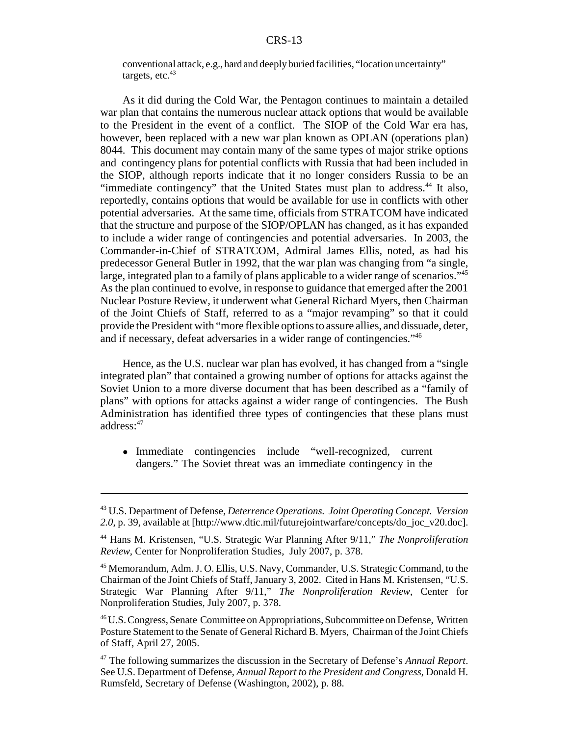conventional attack, e.g., hard and deeply buried facilities, "location uncertainty" targets, etc.[43]

As it did during the Cold War, the Pentagon continues to maintain a detailed war plan that contains the numerous nuclear attack options that would be available to the President in the event of a conflict. The SIOP of the Cold War era has, however, been replaced with a new war plan known as OPLAN (operations plan) 8044. This document may contain many of the same types of major strike options and contingency plans for potential conflicts with Russia that had been included in the SIOP, although reports indicate that it no longer considers Russia to be an "immediate contingency" that the United States must plan to address.[44] It also, reportedly, contains options that would be available for use in conflicts with other potential adversaries. At the same time, officials from STRATCOM have indicated that the structure and purpose of the SIOP/OPLAN has changed, as it has expanded to include a wider range of contingencies and potential adversaries. In 2003, the Commander-in-Chief of STRATCOM, Admiral James Ellis, noted, as had his predecessor General Butler in 1992, that the war plan was changing from "a single, large, integrated plan to a family of plans applicable to a wider range of scenarios."[45] As the plan continued to evolve, in response to guidance that emerged after the 2001 Nuclear Posture Review, it underwent what General Richard Myers, then Chairman of the Joint Chiefs of Staff, referred to as a "major revamping" so that it could provide the President with "more flexible options to assure allies, and dissuade, deter, and if necessary, defeat adversaries in a wider range of contingencies."[46]

Hence, as the U.S. nuclear war plan has evolved, it has changed from a "single integrated plan" that contained a growing number of options for attacks against the Soviet Union to a more diverse document that has been described as a "family of plans" with options for attacks against a wider range of contingencies. The Bush Administration has identified three types of contingencies that these plans must address:[47]

- Immediate contingencies include "well-recognized, current dangers." The Soviet threat was an immediate contingency in the

---

[43] U.S. Department of Defense, *Deterrence Operations. Joint Operating Concept. Version 2.0*, p. 39, available at [http://www.dtic.mil/futurejointwarfare/concepts/do_joc_v20.doc].

[44] Hans M. Kristensen, "U.S. Strategic War Planning After 9/11," *The Nonproliferation Review*, Center for Nonproliferation Studies, July 2007, p. 378.

[45] Memorandum, Adm. J. O. Ellis, U.S. Navy, Commander, U.S. Strategic Command, to the Chairman of the Joint Chiefs of Staff, January 3, 2002. Cited in Hans M. Kristensen, "U.S. Strategic War Planning After 9/11," *The Nonproliferation Review*, Center for Nonproliferation Studies, July 2007, p. 378.

[46] U.S. Congress, Senate Committee on Appropriations, Subcommittee on Defense, Written Posture Statement to the Senate of General Richard B. Myers, Chairman of the Joint Chiefs of Staff, April 27, 2005.

[47] The following summarizes the discussion in the Secretary of Defense's *Annual Report*. See U.S. Department of Defense, *Annual Report to the President and Congress*, Donald H. Rumsfeld, Secretary of Defense (Washington, 2002), p. 88.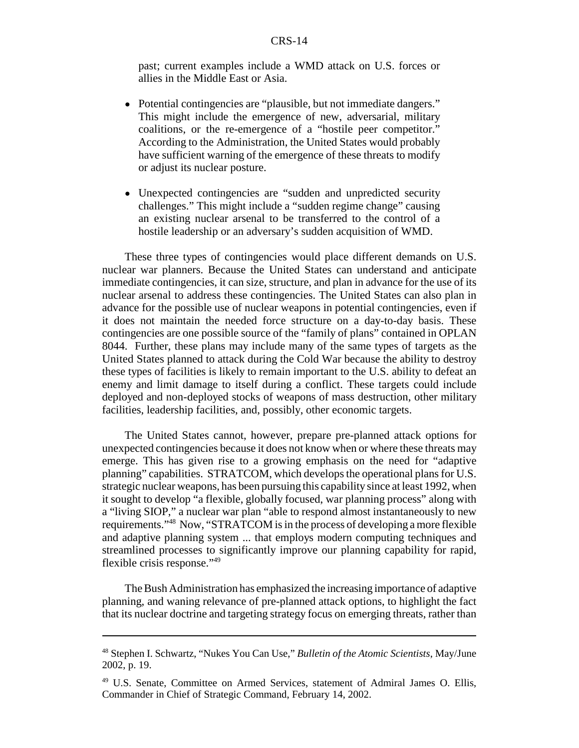past; current examples include a WMD attack on U.S. forces or allies in the Middle East or Asia.

- Potential contingencies are "plausible, but not immediate dangers." This might include the emergence of new, adversarial, military coalitions, or the re-emergence of a "hostile peer competitor." According to the Administration, the United States would probably have sufficient warning of the emergence of these threats to modify or adjust its nuclear posture.
- Unexpected contingencies are "sudden and unpredicted security challenges." This might include a "sudden regime change" causing an existing nuclear arsenal to be transferred to the control of a hostile leadership or an adversary's sudden acquisition of WMD.

These three types of contingencies would place different demands on U.S. nuclear war planners. Because the United States can understand and anticipate immediate contingencies, it can size, structure, and plan in advance for the use of its nuclear arsenal to address these contingencies. The United States can also plan in advance for the possible use of nuclear weapons in potential contingencies, even if it does not maintain the needed force structure on a day-to-day basis. These contingencies are one possible source of the "family of plans" contained in OPLAN 8044. Further, these plans may include many of the same types of targets as the United States planned to attack during the Cold War because the ability to destroy these types of facilities is likely to remain important to the U.S. ability to defeat an enemy and limit damage to itself during a conflict. These targets could include deployed and non-deployed stocks of weapons of mass destruction, other military facilities, leadership facilities, and, possibly, other economic targets.

The United States cannot, however, prepare pre-planned attack options for unexpected contingencies because it does not know when or where these threats may emerge. This has given rise to a growing emphasis on the need for "adaptive planning" capabilities. STRATCOM, which develops the operational plans for U.S. strategic nuclear weapons, has been pursuing this capability since at least 1992, when it sought to develop "a flexible, globally focused, war planning process" along with a "living SIOP," a nuclear war plan "able to respond almost instantaneously to new requirements."[48] Now, "STRATCOM is in the process of developing a more flexible and adaptive planning system ... that employs modern computing techniques and streamlined processes to significantly improve our planning capability for rapid, flexible crisis response."[49]

The Bush Administration has emphasized the increasing importance of adaptive planning, and waning relevance of pre-planned attack options, to highlight the fact that its nuclear doctrine and targeting strategy focus on emerging threats, rather than

---

[48] Stephen I. Schwartz, "Nukes You Can Use," *Bulletin of the Atomic Scientists*, May/June 2002, p. 19.

[49] U.S. Senate, Committee on Armed Services, statement of Admiral James O. Ellis, Commander in Chief of Strategic Command, February 14, 2002.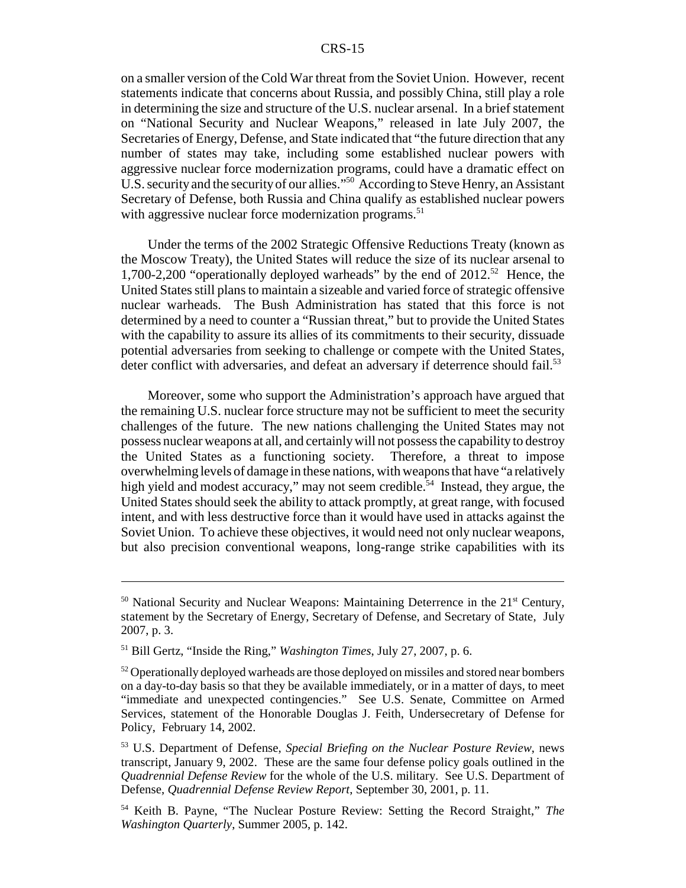on a smaller version of the Cold War threat from the Soviet Union. However, recent statements indicate that concerns about Russia, and possibly China, still play a role in determining the size and structure of the U.S. nuclear arsenal. In a brief statement on "National Security and Nuclear Weapons," released in late July 2007, the Secretaries of Energy, Defense, and State indicated that "the future direction that any number of states may take, including some established nuclear powers with aggressive nuclear force modernization programs, could have a dramatic effect on U.S. security and the security of our allies."[50] According to Steve Henry, an Assistant Secretary of Defense, both Russia and China qualify as established nuclear powers with aggressive nuclear force modernization programs.[51]

Under the terms of the 2002 Strategic Offensive Reductions Treaty (known as the Moscow Treaty), the United States will reduce the size of its nuclear arsenal to 1,700-2,200 "operationally deployed warheads" by the end of 2012.[52] Hence, the United States still plans to maintain a sizeable and varied force of strategic offensive nuclear warheads. The Bush Administration has stated that this force is not determined by a need to counter a "Russian threat," but to provide the United States with the capability to assure its allies of its commitments to their security, dissuade potential adversaries from seeking to challenge or compete with the United States, deter conflict with adversaries, and defeat an adversary if deterrence should fail.[53]

Moreover, some who support the Administration's approach have argued that the remaining U.S. nuclear force structure may not be sufficient to meet the security challenges of the future. The new nations challenging the United States may not possess nuclear weapons at all, and certainly will not possess the capability to destroy the United States as a functioning society. Therefore, a threat to impose overwhelming levels of damage in these nations, with weapons that have "a relatively high yield and modest accuracy," may not seem credible.[54] Instead, they argue, the United States should seek the ability to attack promptly, at great range, with focused intent, and with less destructive force than it would have used in attacks against the Soviet Union. To achieve these objectives, it would need not only nuclear weapons, but also precision conventional weapons, long-range strike capabilities with its

---

[50] National Security and Nuclear Weapons: Maintaining Deterrence in the 21st Century, statement by the Secretary of Energy, Secretary of Defense, and Secretary of State, July 2007, p. 3.

[51] Bill Gertz, "Inside the Ring," *Washington Times*, July 27, 2007, p. 6.

[52] Operationally deployed warheads are those deployed on missiles and stored near bombers on a day-to-day basis so that they be available immediately, or in a matter of days, to meet "immediate and unexpected contingencies." See U.S. Senate, Committee on Armed Services, statement of the Honorable Douglas J. Feith, Undersecretary of Defense for Policy, February 14, 2002.

[53] U.S. Department of Defense, *Special Briefing on the Nuclear Posture Review*, news transcript, January 9, 2002. These are the same four defense policy goals outlined in the *Quadrennial Defense Review* for the whole of the U.S. military. See U.S. Department of Defense, *Quadrennial Defense Review Report*, September 30, 2001, p. 11.

[54] Keith B. Payne, "The Nuclear Posture Review: Setting the Record Straight," *The Washington Quarterly*, Summer 2005, p. 142.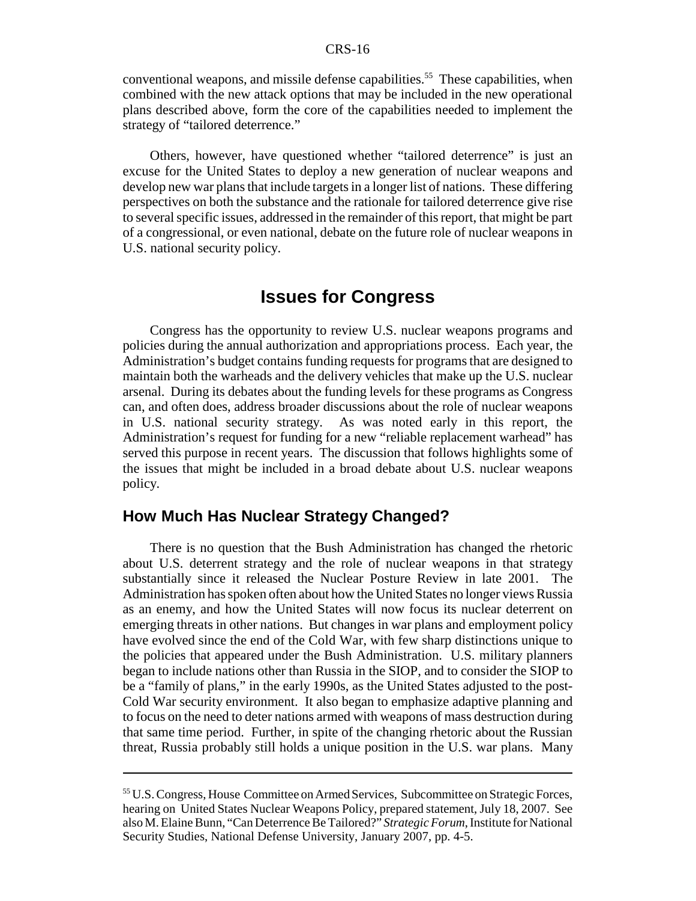conventional weapons, and missile defense capabilities.[55] These capabilities, when combined with the new attack options that may be included in the new operational plans described above, form the core of the capabilities needed to implement the strategy of "tailored deterrence."

Others, however, have questioned whether "tailored deterrence" is just an excuse for the United States to deploy a new generation of nuclear weapons and develop new war plans that include targets in a longer list of nations. These differing perspectives on both the substance and the rationale for tailored deterrence give rise to several specific issues, addressed in the remainder of this report, that might be part of a congressional, or even national, debate on the future role of nuclear weapons in U.S. national security policy.

# Issues for Congress

Congress has the opportunity to review U.S. nuclear weapons programs and policies during the annual authorization and appropriations process. Each year, the Administration's budget contains funding requests for programs that are designed to maintain both the warheads and the delivery vehicles that make up the U.S. nuclear arsenal. During its debates about the funding levels for these programs as Congress can, and often does, address broader discussions about the role of nuclear weapons in U.S. national security strategy. As was noted early in this report, the Administration's request for funding for a new "reliable replacement warhead" has served this purpose in recent years. The discussion that follows highlights some of the issues that might be included in a broad debate about U.S. nuclear weapons policy.

## How Much Has Nuclear Strategy Changed?

There is no question that the Bush Administration has changed the rhetoric about U.S. deterrent strategy and the role of nuclear weapons in that strategy substantially since it released the Nuclear Posture Review in late 2001. The Administration has spoken often about how the United States no longer views Russia as an enemy, and how the United States will now focus its nuclear deterrent on emerging threats in other nations. But changes in war plans and employment policy have evolved since the end of the Cold War, with few sharp distinctions unique to the policies that appeared under the Bush Administration. U.S. military planners began to include nations other than Russia in the SIOP, and to consider the SIOP to be a "family of plans," in the early 1990s, as the United States adjusted to the post-Cold War security environment. It also began to emphasize adaptive planning and to focus on the need to deter nations armed with weapons of mass destruction during that same time period. Further, in spite of the changing rhetoric about the Russian threat, Russia probably still holds a unique position in the U.S. war plans. Many

---

[55] U.S. Congress, House Committee on Armed Services, Subcommittee on Strategic Forces, hearing on United States Nuclear Weapons Policy, prepared statement, July 18, 2007. See also M. Elaine Bunn, "Can Deterrence Be Tailored?" *Strategic Forum*, Institute for National Security Studies, National Defense University, January 2007, pp. 4-5.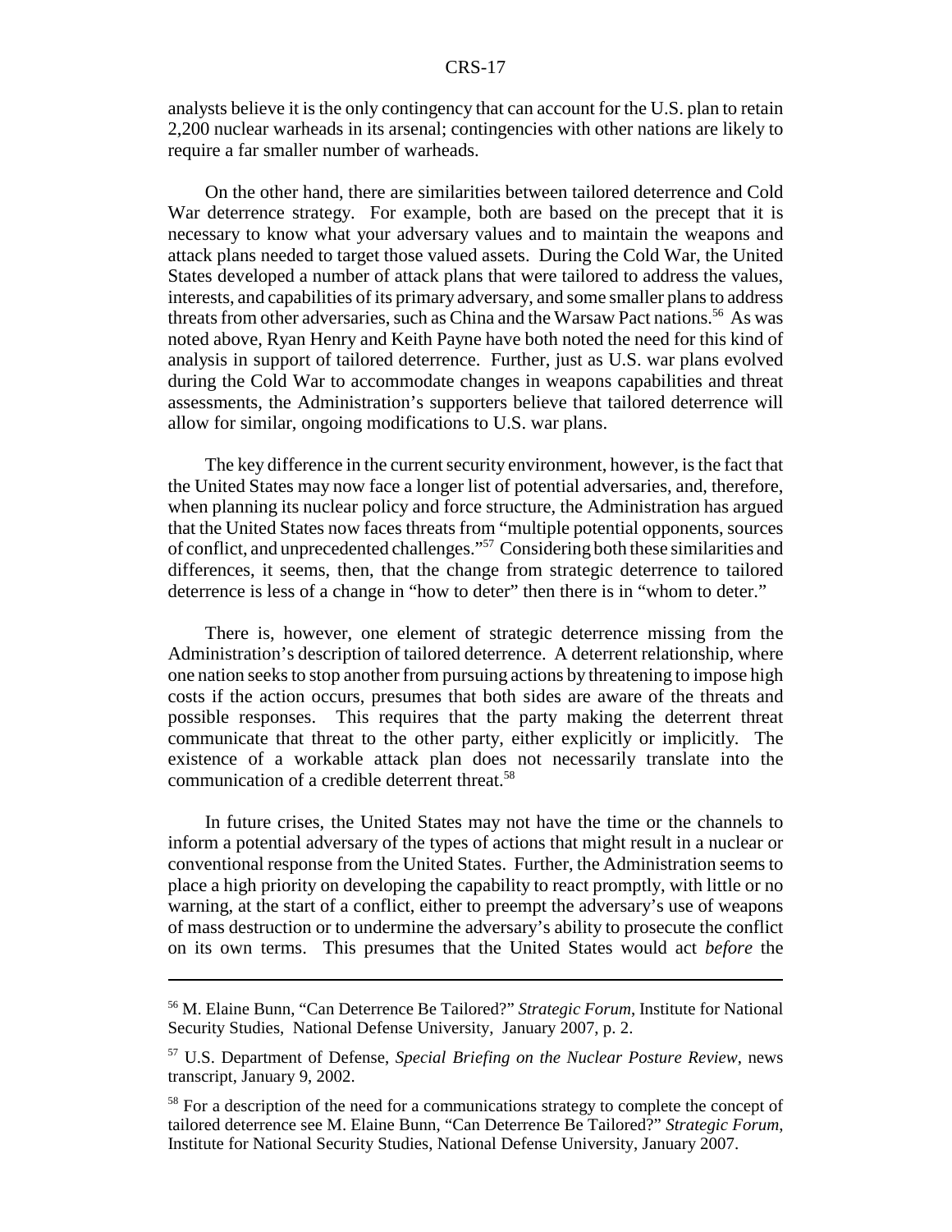analysts believe it is the only contingency that can account for the U.S. plan to retain 2,200 nuclear warheads in its arsenal; contingencies with other nations are likely to require a far smaller number of warheads.

On the other hand, there are similarities between tailored deterrence and Cold War deterrence strategy. For example, both are based on the precept that it is necessary to know what your adversary values and to maintain the weapons and attack plans needed to target those valued assets. During the Cold War, the United States developed a number of attack plans that were tailored to address the values, interests, and capabilities of its primary adversary, and some smaller plans to address threats from other adversaries, such as China and the Warsaw Pact nations.[56] As was noted above, Ryan Henry and Keith Payne have both noted the need for this kind of analysis in support of tailored deterrence. Further, just as U.S. war plans evolved during the Cold War to accommodate changes in weapons capabilities and threat assessments, the Administration's supporters believe that tailored deterrence will allow for similar, ongoing modifications to U.S. war plans.

The key difference in the current security environment, however, is the fact that the United States may now face a longer list of potential adversaries, and, therefore, when planning its nuclear policy and force structure, the Administration has argued that the United States now faces threats from "multiple potential opponents, sources of conflict, and unprecedented challenges."[57] Considering both these similarities and differences, it seems, then, that the change from strategic deterrence to tailored deterrence is less of a change in "how to deter" then there is in "whom to deter."

There is, however, one element of strategic deterrence missing from the Administration's description of tailored deterrence. A deterrent relationship, where one nation seeks to stop another from pursuing actions by threatening to impose high costs if the action occurs, presumes that both sides are aware of the threats and possible responses. This requires that the party making the deterrent threat communicate that threat to the other party, either explicitly or implicitly. The existence of a workable attack plan does not necessarily translate into the communication of a credible deterrent threat.[58]

In future crises, the United States may not have the time or the channels to inform a potential adversary of the types of actions that might result in a nuclear or conventional response from the United States. Further, the Administration seems to place a high priority on developing the capability to react promptly, with little or no warning, at the start of a conflict, either to preempt the adversary's use of weapons of mass destruction or to undermine the adversary's ability to prosecute the conflict on its own terms. This presumes that the United States would act *before* the

---

[56] M. Elaine Bunn, "Can Deterrence Be Tailored?" *Strategic Forum*, Institute for National Security Studies, National Defense University, January 2007, p. 2.

[57] U.S. Department of Defense, *Special Briefing on the Nuclear Posture Review*, news transcript, January 9, 2002.

[58] For a description of the need for a communications strategy to complete the concept of tailored deterrence see M. Elaine Bunn, "Can Deterrence Be Tailored?" *Strategic Forum*, Institute for National Security Studies, National Defense University, January 2007.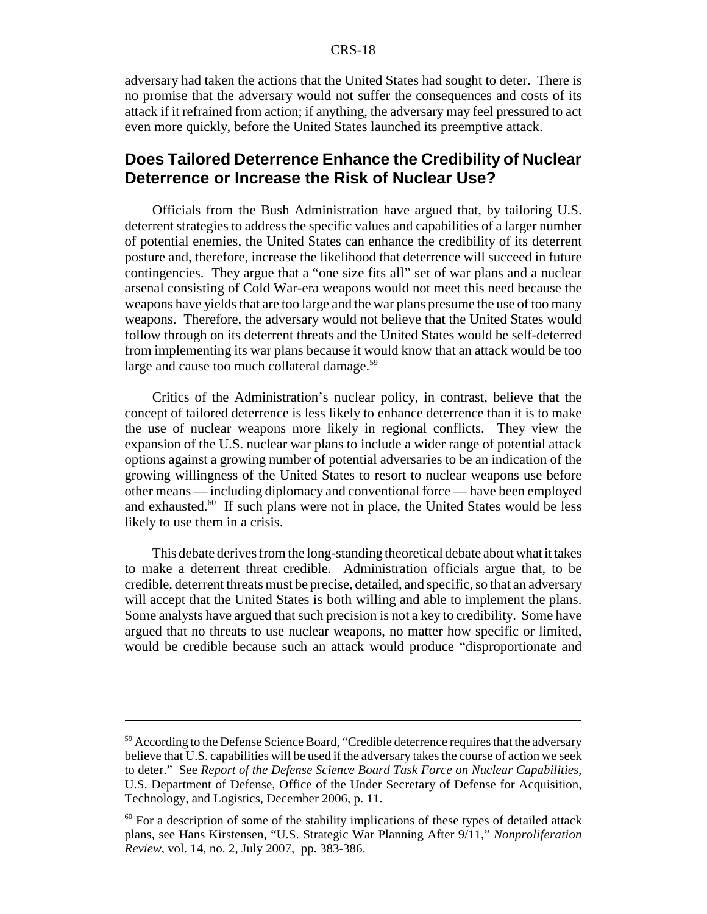adversary had taken the actions that the United States had sought to deter. There is no promise that the adversary would not suffer the consequences and costs of its attack if it refrained from action; if anything, the adversary may feel pressured to act even more quickly, before the United States launched its preemptive attack.

## Does Tailored Deterrence Enhance the Credibility of Nuclear Deterrence or Increase the Risk of Nuclear Use?

Officials from the Bush Administration have argued that, by tailoring U.S. deterrent strategies to address the specific values and capabilities of a larger number of potential enemies, the United States can enhance the credibility of its deterrent posture and, therefore, increase the likelihood that deterrence will succeed in future contingencies. They argue that a "one size fits all" set of war plans and a nuclear arsenal consisting of Cold War-era weapons would not meet this need because the weapons have yields that are too large and the war plans presume the use of too many weapons. Therefore, the adversary would not believe that the United States would follow through on its deterrent threats and the United States would be self-deterred from implementing its war plans because it would know that an attack would be too large and cause too much collateral damage.[59]

Critics of the Administration's nuclear policy, in contrast, believe that the concept of tailored deterrence is less likely to enhance deterrence than it is to make the use of nuclear weapons more likely in regional conflicts. They view the expansion of the U.S. nuclear war plans to include a wider range of potential attack options against a growing number of potential adversaries to be an indication of the growing willingness of the United States to resort to nuclear weapons use before other means — including diplomacy and conventional force — have been employed and exhausted.[60] If such plans were not in place, the United States would be less likely to use them in a crisis.

This debate derives from the long-standing theoretical debate about what it takes to make a deterrent threat credible. Administration officials argue that, to be credible, deterrent threats must be precise, detailed, and specific, so that an adversary will accept that the United States is both willing and able to implement the plans. Some analysts have argued that such precision is not a key to credibility. Some have argued that no threats to use nuclear weapons, no matter how specific or limited, would be credible because such an attack would produce "disproportionate and

---

[59] According to the Defense Science Board, "Credible deterrence requires that the adversary believe that U.S. capabilities will be used if the adversary takes the course of action we seek to deter." See *Report of the Defense Science Board Task Force on Nuclear Capabilities*, U.S. Department of Defense, Office of the Under Secretary of Defense for Acquisition, Technology, and Logistics, December 2006, p. 11.

[60] For a description of some of the stability implications of these types of detailed attack plans, see Hans Kirstensen, "U.S. Strategic War Planning After 9/11," *Nonproliferation Review*, vol. 14, no. 2, July 2007, pp. 383-386.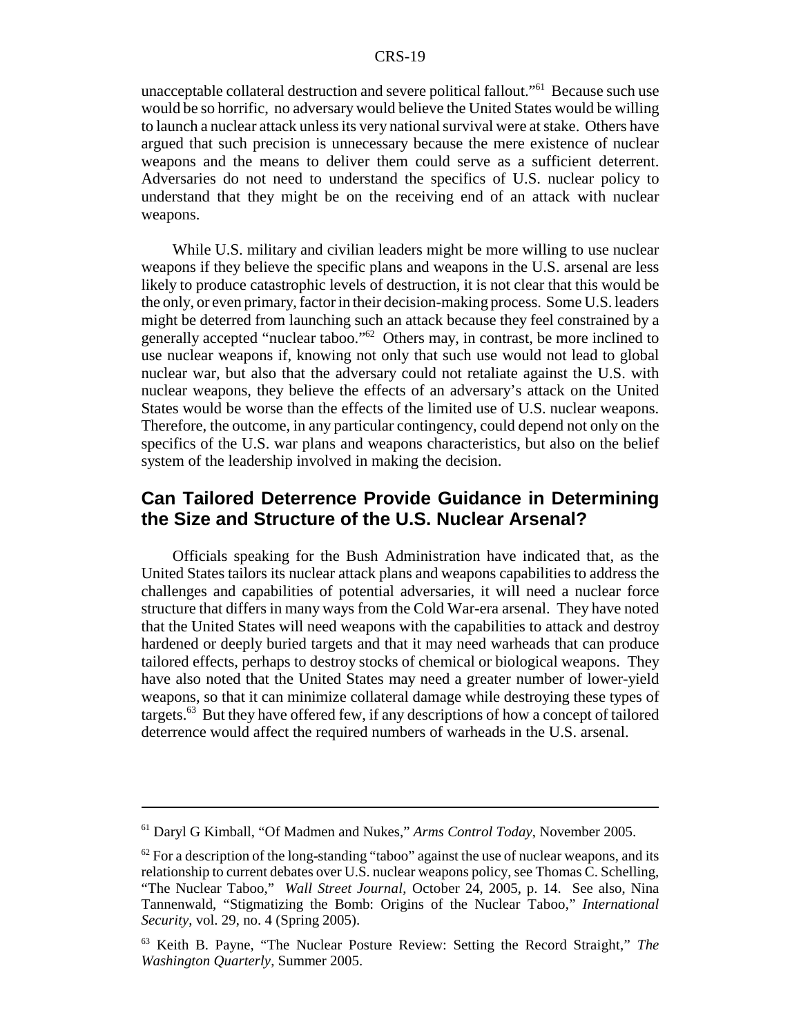unacceptable collateral destruction and severe political fallout."[61] Because such use would be so horrific, no adversary would believe the United States would be willing to launch a nuclear attack unless its very national survival were at stake. Others have argued that such precision is unnecessary because the mere existence of nuclear weapons and the means to deliver them could serve as a sufficient deterrent. Adversaries do not need to understand the specifics of U.S. nuclear policy to understand that they might be on the receiving end of an attack with nuclear weapons.

While U.S. military and civilian leaders might be more willing to use nuclear weapons if they believe the specific plans and weapons in the U.S. arsenal are less likely to produce catastrophic levels of destruction, it is not clear that this would be the only, or even primary, factor in their decision-making process. Some U.S. leaders might be deterred from launching such an attack because they feel constrained by a generally accepted "nuclear taboo."[62] Others may, in contrast, be more inclined to use nuclear weapons if, knowing not only that such use would not lead to global nuclear war, but also that the adversary could not retaliate against the U.S. with nuclear weapons, they believe the effects of an adversary's attack on the United States would be worse than the effects of the limited use of U.S. nuclear weapons. Therefore, the outcome, in any particular contingency, could depend not only on the specifics of the U.S. war plans and weapons characteristics, but also on the belief system of the leadership involved in making the decision.

## Can Tailored Deterrence Provide Guidance in Determining the Size and Structure of the U.S. Nuclear Arsenal?

Officials speaking for the Bush Administration have indicated that, as the United States tailors its nuclear attack plans and weapons capabilities to address the challenges and capabilities of potential adversaries, it will need a nuclear force structure that differs in many ways from the Cold War-era arsenal. They have noted that the United States will need weapons with the capabilities to attack and destroy hardened or deeply buried targets and that it may need warheads that can produce tailored effects, perhaps to destroy stocks of chemical or biological weapons. They have also noted that the United States may need a greater number of lower-yield weapons, so that it can minimize collateral damage while destroying these types of targets.[63] But they have offered few, if any descriptions of how a concept of tailored deterrence would affect the required numbers of warheads in the U.S. arsenal.

---

[61] Daryl G Kimball, "Of Madmen and Nukes," *Arms Control Today*, November 2005.

[62] For a description of the long-standing "taboo" against the use of nuclear weapons, and its relationship to current debates over U.S. nuclear weapons policy, see Thomas C. Schelling, "The Nuclear Taboo," *Wall Street Journal*, October 24, 2005, p. 14. See also, Nina Tannenwald, "Stigmatizing the Bomb: Origins of the Nuclear Taboo," *International Security*, vol. 29, no. 4 (Spring 2005).

[63] Keith B. Payne, "The Nuclear Posture Review: Setting the Record Straight," *The Washington Quarterly*, Summer 2005.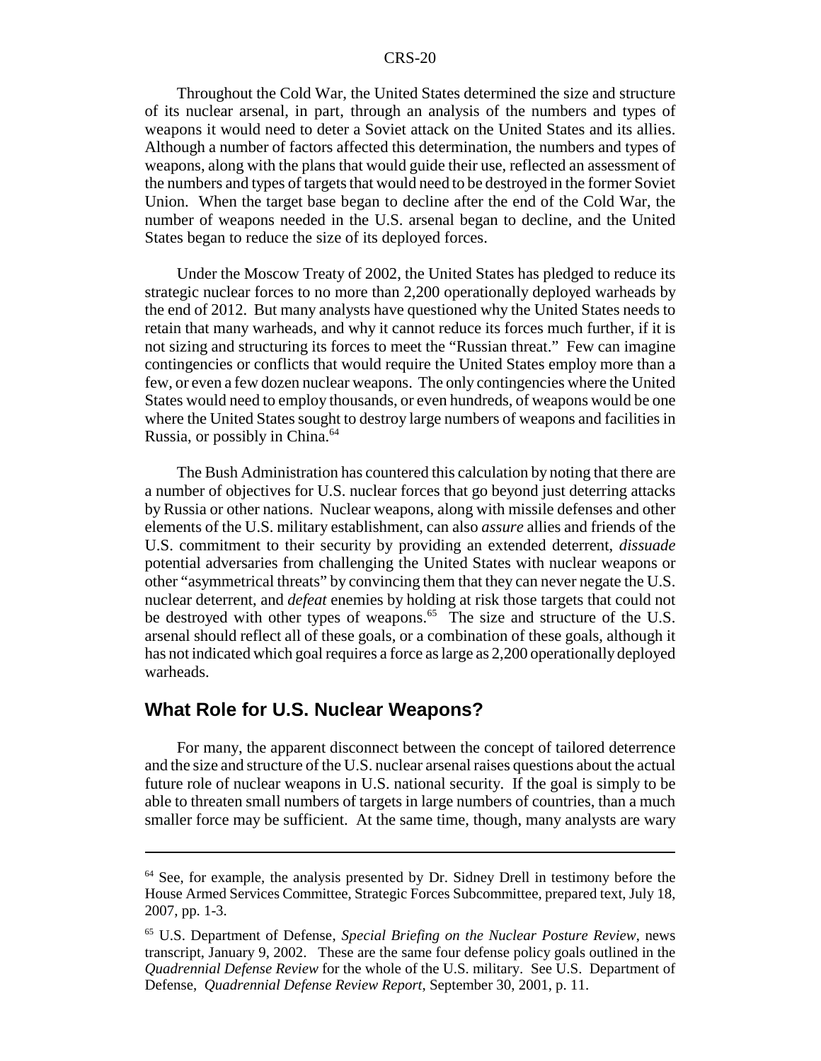Throughout the Cold War, the United States determined the size and structure of its nuclear arsenal, in part, through an analysis of the numbers and types of weapons it would need to deter a Soviet attack on the United States and its allies. Although a number of factors affected this determination, the numbers and types of weapons, along with the plans that would guide their use, reflected an assessment of the numbers and types of targets that would need to be destroyed in the former Soviet Union. When the target base began to decline after the end of the Cold War, the number of weapons needed in the U.S. arsenal began to decline, and the United States began to reduce the size of its deployed forces.

Under the Moscow Treaty of 2002, the United States has pledged to reduce its strategic nuclear forces to no more than 2,200 operationally deployed warheads by the end of 2012. But many analysts have questioned why the United States needs to retain that many warheads, and why it cannot reduce its forces much further, if it is not sizing and structuring its forces to meet the "Russian threat." Few can imagine contingencies or conflicts that would require the United States employ more than a few, or even a few dozen nuclear weapons. The only contingencies where the United States would need to employ thousands, or even hundreds, of weapons would be one where the United States sought to destroy large numbers of weapons and facilities in Russia, or possibly in China.[64]

The Bush Administration has countered this calculation by noting that there are a number of objectives for U.S. nuclear forces that go beyond just deterring attacks by Russia or other nations. Nuclear weapons, along with missile defenses and other elements of the U.S. military establishment, can also *assure* allies and friends of the U.S. commitment to their security by providing an extended deterrent, *dissuade* potential adversaries from challenging the United States with nuclear weapons or other "asymmetrical threats" by convincing them that they can never negate the U.S. nuclear deterrent, and *defeat* enemies by holding at risk those targets that could not be destroyed with other types of weapons.[65] The size and structure of the U.S. arsenal should reflect all of these goals, or a combination of these goals, although it has not indicated which goal requires a force as large as 2,200 operationally deployed warheads.

## What Role for U.S. Nuclear Weapons?

For many, the apparent disconnect between the concept of tailored deterrence and the size and structure of the U.S. nuclear arsenal raises questions about the actual future role of nuclear weapons in U.S. national security. If the goal is simply to be able to threaten small numbers of targets in large numbers of countries, than a much smaller force may be sufficient. At the same time, though, many analysts are wary

---

[64] See, for example, the analysis presented by Dr. Sidney Drell in testimony before the House Armed Services Committee, Strategic Forces Subcommittee, prepared text, July 18, 2007, pp. 1-3.

[65] U.S. Department of Defense, *Special Briefing on the Nuclear Posture Review*, news transcript, January 9, 2002. These are the same four defense policy goals outlined in the *Quadrennial Defense Review* for the whole of the U.S. military. See U.S. Department of Defense, *Quadrennial Defense Review Report*, September 30, 2001, p. 11.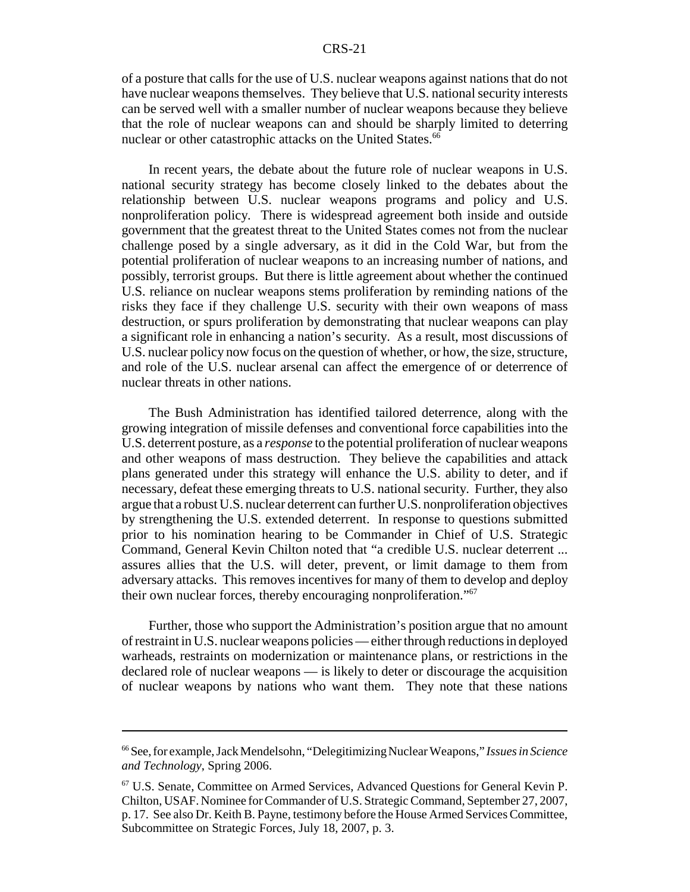of a posture that calls for the use of U.S. nuclear weapons against nations that do not have nuclear weapons themselves. They believe that U.S. national security interests can be served well with a smaller number of nuclear weapons because they believe that the role of nuclear weapons can and should be sharply limited to deterring nuclear or other catastrophic attacks on the United States.[66]

In recent years, the debate about the future role of nuclear weapons in U.S. national security strategy has become closely linked to the debates about the relationship between U.S. nuclear weapons programs and policy and U.S. nonproliferation policy. There is widespread agreement both inside and outside government that the greatest threat to the United States comes not from the nuclear challenge posed by a single adversary, as it did in the Cold War, but from the potential proliferation of nuclear weapons to an increasing number of nations, and possibly, terrorist groups. But there is little agreement about whether the continued U.S. reliance on nuclear weapons stems proliferation by reminding nations of the risks they face if they challenge U.S. security with their own weapons of mass destruction, or spurs proliferation by demonstrating that nuclear weapons can play a significant role in enhancing a nation's security. As a result, most discussions of U.S. nuclear policy now focus on the question of whether, or how, the size, structure, and role of the U.S. nuclear arsenal can affect the emergence of or deterrence of nuclear threats in other nations.

The Bush Administration has identified tailored deterrence, along with the growing integration of missile defenses and conventional force capabilities into the U.S. deterrent posture, as a *response* to the potential proliferation of nuclear weapons and other weapons of mass destruction. They believe the capabilities and attack plans generated under this strategy will enhance the U.S. ability to deter, and if necessary, defeat these emerging threats to U.S. national security. Further, they also argue that a robust U.S. nuclear deterrent can further U.S. nonproliferation objectives by strengthening the U.S. extended deterrent. In response to questions submitted prior to his nomination hearing to be Commander in Chief of U.S. Strategic Command, General Kevin Chilton noted that "a credible U.S. nuclear deterrent ... assures allies that the U.S. will deter, prevent, or limit damage to them from adversary attacks. This removes incentives for many of them to develop and deploy their own nuclear forces, thereby encouraging nonproliferation."[67]

Further, those who support the Administration's position argue that no amount of restraint in U.S. nuclear weapons policies — either through reductions in deployed warheads, restraints on modernization or maintenance plans, or restrictions in the declared role of nuclear weapons — is likely to deter or discourage the acquisition of nuclear weapons by nations who want them. They note that these nations

---

[66] See, for example, Jack Mendelsohn, "Delegitimizing Nuclear Weapons," *Issues in Science and Technology*, Spring 2006.

[67] U.S. Senate, Committee on Armed Services, Advanced Questions for General Kevin P. Chilton, USAF. Nominee for Commander of U.S. Strategic Command, September 27, 2007, p. 17. See also Dr. Keith B. Payne, testimony before the House Armed Services Committee, Subcommittee on Strategic Forces, July 18, 2007, p. 3.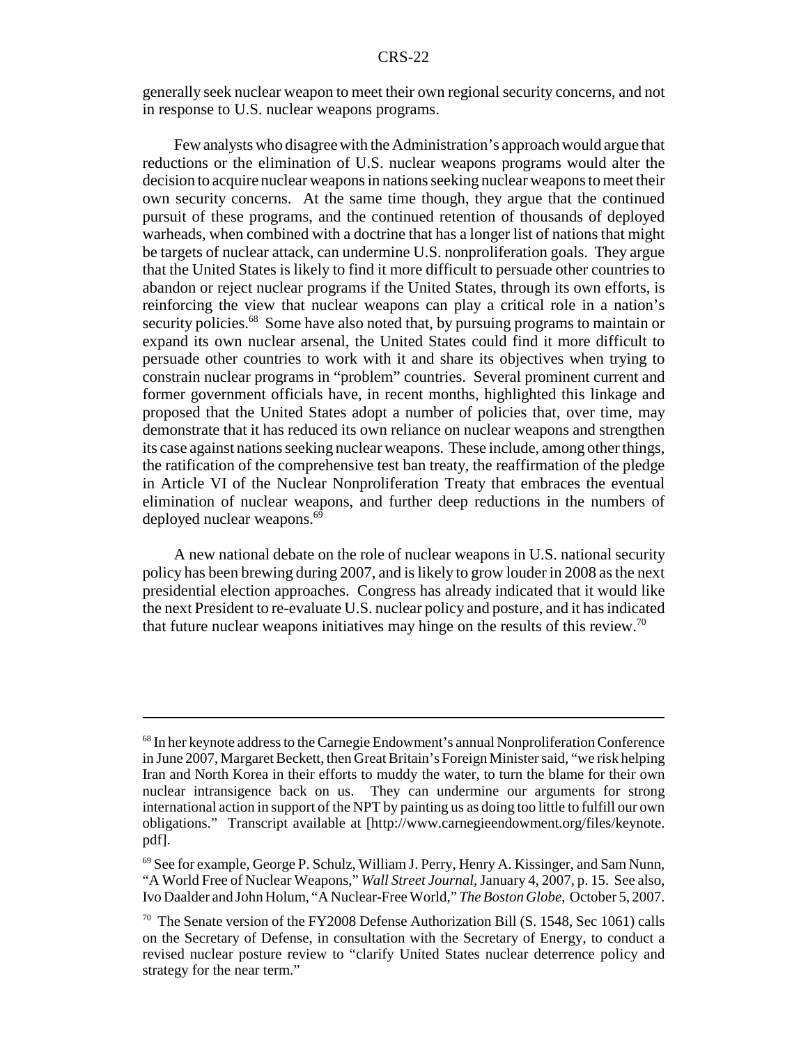generally seek nuclear weapon to meet their own regional security concerns, and not in response to U.S. nuclear weapons programs.

Few analysts who disagree with the Administration's approach would argue that reductions or the elimination of U.S. nuclear weapons programs would alter the decision to acquire nuclear weapons in nations seeking nuclear weapons to meet their own security concerns. At the same time though, they argue that the continued pursuit of these programs, and the continued retention of thousands of deployed warheads, when combined with a doctrine that has a longer list of nations that might be targets of nuclear attack, can undermine U.S. nonproliferation goals. They argue that the United States is likely to find it more difficult to persuade other countries to abandon or reject nuclear programs if the United States, through its own efforts, is reinforcing the view that nuclear weapons can play a critical role in a nation's security policies.[68] Some have also noted that, by pursuing programs to maintain or expand its own nuclear arsenal, the United States could find it more difficult to persuade other countries to work with it and share its objectives when trying to constrain nuclear programs in "problem" countries. Several prominent current and former government officials have, in recent months, highlighted this linkage and proposed that the United States adopt a number of policies that, over time, may demonstrate that it has reduced its own reliance on nuclear weapons and strengthen its case against nations seeking nuclear weapons. These include, among other things, the ratification of the comprehensive test ban treaty, the reaffirmation of the pledge in Article VI of the Nuclear Nonproliferation Treaty that embraces the eventual elimination of nuclear weapons, and further deep reductions in the numbers of deployed nuclear weapons.[69]

A new national debate on the role of nuclear weapons in U.S. national security policy has been brewing during 2007, and is likely to grow louder in 2008 as the next presidential election approaches. Congress has already indicated that it would like the next President to re-evaluate U.S. nuclear policy and posture, and it has indicated that future nuclear weapons initiatives may hinge on the results of this review.[70]

---

[68] In her keynote address to the Carnegie Endowment's annual Nonproliferation Conference in June 2007, Margaret Beckett, then Great Britain's Foreign Minister said, "we risk helping Iran and North Korea in their efforts to muddy the water, to turn the blame for their own nuclear intransigence back on us. They can undermine our arguments for strong international action in support of the NPT by painting us as doing too little to fulfill our own obligations." Transcript available at [http://www.carnegieendowment.org/files/keynote.pdf].

[69] See for example, George P. Schulz, William J. Perry, Henry A. Kissinger, and Sam Nunn, "A World Free of Nuclear Weapons," *Wall Street Journal*, January 4, 2007, p. 15. See also, Ivo Daalder and John Holum, "A Nuclear-Free World," *The Boston Globe*, October 5, 2007.

[70] The Senate version of the FY2008 Defense Authorization Bill (S. 1548, Sec 1061) calls on the Secretary of Defense, in consultation with the Secretary of Energy, to conduct a revised nuclear posture review to "clarify United States nuclear deterrence policy and strategy for the near term."